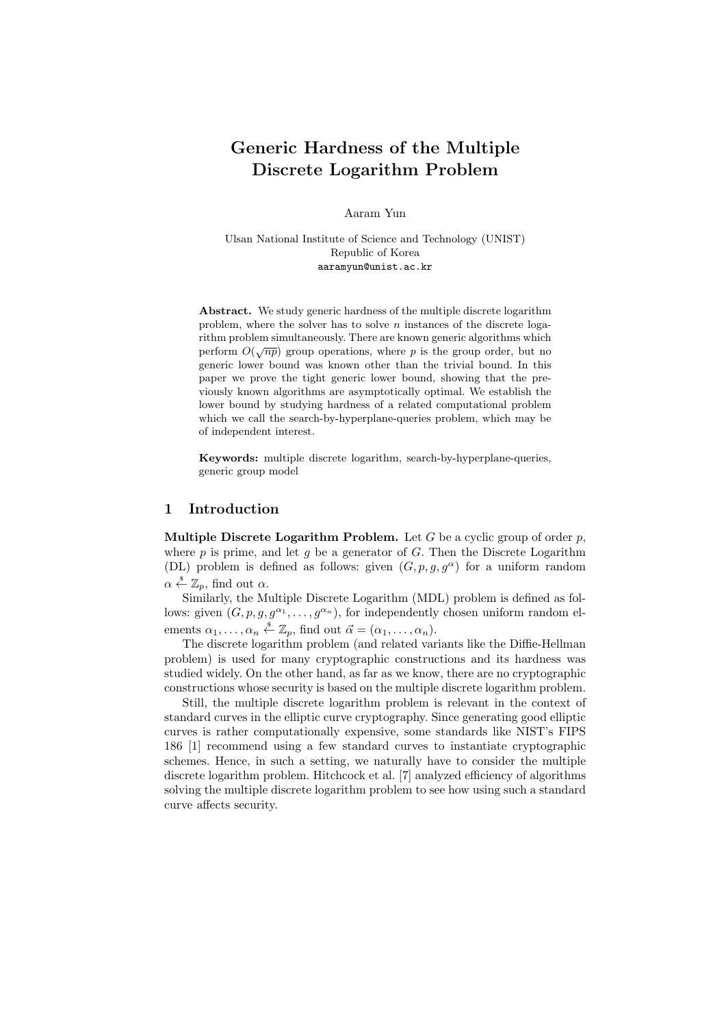# Generic Hardness of the Multiple Discrete Logarithm Problem

Aaram Yun

Ulsan National Institute of Science and Technology (UNIST)
Republic of Korea
aaramyun@unist.ac.kr

**Abstract.** We study generic hardness of the multiple discrete logarithm problem, where the solver has to solve $n$ instances of the discrete logarithm problem simultaneously. There are known generic algorithms which perform $O(\sqrt{np})$ group operations, where $p$ is the group order, but no generic lower bound was known other than the trivial bound. In this paper we prove the tight generic lower bound, showing that the previously known algorithms are asymptotically optimal. We establish the lower bound by studying hardness of a related computational problem which we call the search-by-hyperplane-queries problem, which may be of independent interest.

**Keywords:** multiple discrete logarithm, search-by-hyperplane-queries, generic group model

## 1 Introduction

**Multiple Discrete Logarithm Problem.** Let $G$ be a cyclic group of order $p$, where $p$ is prime, and let $g$ be a generator of $G$. Then the Discrete Logarithm (DL) problem is defined as follows: given $(G, p, g, g^{\alpha})$ for a uniform random $\alpha \xleftarrow{\$} \mathbb{Z}_p$, find out $\alpha$.

Similarly, the Multiple Discrete Logarithm (MDL) problem is defined as follows: given $(G, p, g, g^{\alpha_1}, \ldots, g^{\alpha_n})$, for independently chosen uniform random elements $\alpha_1, \ldots, \alpha_n \xleftarrow{\$} \mathbb{Z}_p$, find out $\vec{\alpha} = (\alpha_1, \ldots, \alpha_n)$.

The discrete logarithm problem (and related variants like the Diffie-Hellman problem) is used for many cryptographic constructions and its hardness was studied widely. On the other hand, as far as we know, there are no cryptographic constructions whose security is based on the multiple discrete logarithm problem.

Still, the multiple discrete logarithm problem is relevant in the context of standard curves in the elliptic curve cryptography. Since generating good elliptic curves is rather computationally expensive, some standards like NIST's FIPS 186 [1] recommend using a few standard curves to instantiate cryptographic schemes. Hence, in such a setting, we naturally have to consider the multiple discrete logarithm problem. Hitchcock et al. [7] analyzed efficiency of algorithms solving the multiple discrete logarithm problem to see how using such a standard curve affects security.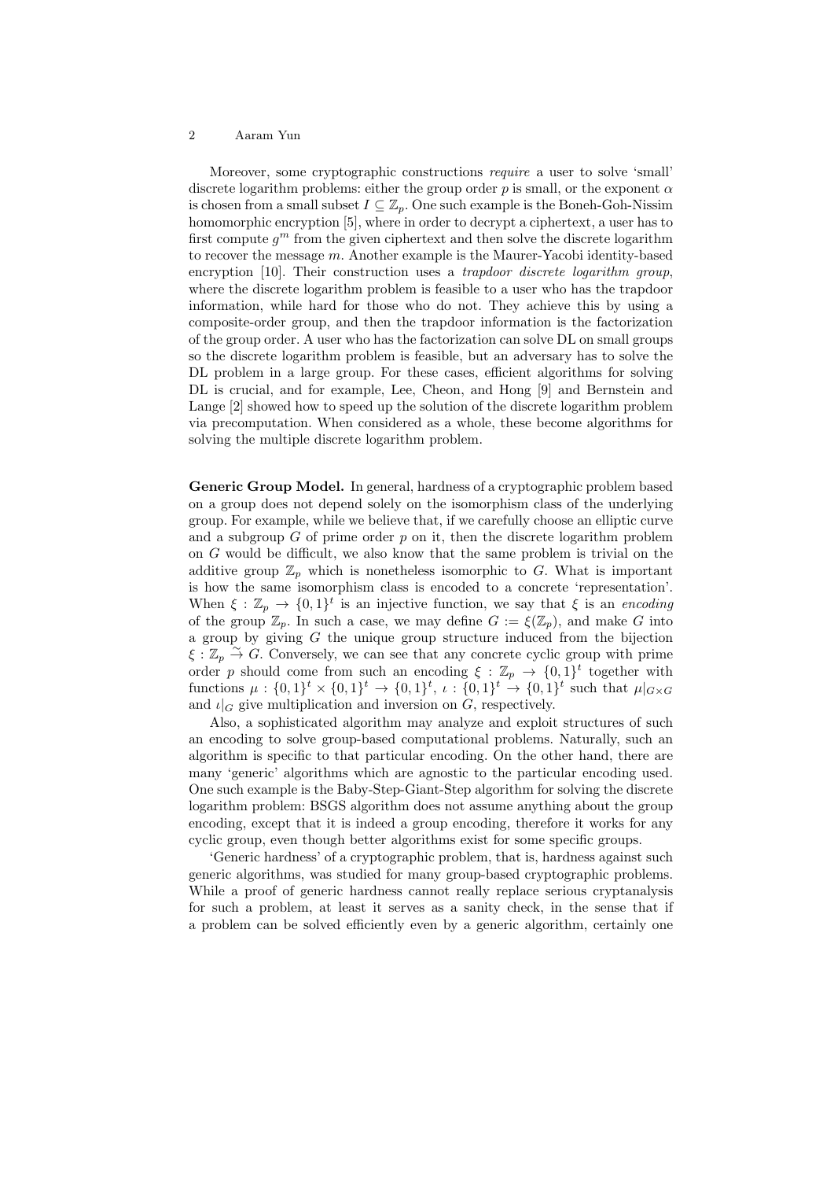Moreover, some cryptographic constructions *require* a user to solve 'small' discrete logarithm problems: either the group order $p$ is small, or the exponent $\alpha$ is chosen from a small subset $I \subseteq \mathbb{Z}_p$. One such example is the Boneh-Goh-Nissim homomorphic encryption [5], where in order to decrypt a ciphertext, a user has to first compute $g^m$ from the given ciphertext and then solve the discrete logarithm to recover the message $m$. Another example is the Maurer-Yacobi identity-based encryption [10]. Their construction uses a *trapdoor discrete logarithm group*, where the discrete logarithm problem is feasible to a user who has the trapdoor information, while hard for those who do not. They achieve this by using a composite-order group, and then the trapdoor information is the factorization of the group order. A user who has the factorization can solve DL on small groups so the discrete logarithm problem is feasible, but an adversary has to solve the DL problem in a large group. For these cases, efficient algorithms for solving DL is crucial, and for example, Lee, Cheon, and Hong [9] and Bernstein and Lange [2] showed how to speed up the solution of the discrete logarithm problem via precomputation. When considered as a whole, these become algorithms for solving the multiple discrete logarithm problem.

**Generic Group Model.** In general, hardness of a cryptographic problem based on a group does not depend solely on the isomorphism class of the underlying group. For example, while we believe that, if we carefully choose an elliptic curve and a subgroup $G$ of prime order $p$ on it, then the discrete logarithm problem on $G$ would be difficult, we also know that the same problem is trivial on the additive group $\mathbb{Z}_p$ which is nonetheless isomorphic to $G$. What is important is how the same isomorphism class is encoded to a concrete 'representation'. When $\xi : \mathbb{Z}_p \to \{0,1\}^t$ is an injective function, we say that $\xi$ is an *encoding* of the group $\mathbb{Z}_p$. In such a case, we may define $G := \xi(\mathbb{Z}_p)$, and make $G$ into a group by giving $G$ the unique group structure induced from the bijection $\xi : \mathbb{Z}_p \xrightarrow{\sim} G$. Conversely, we can see that any concrete cyclic group with prime order $p$ should come from such an encoding $\xi : \mathbb{Z}_p \to \{0,1\}^t$ together with functions $\mu : \{0,1\}^t \times \{0,1\}^t \to \{0,1\}^t$, $\iota : \{0,1\}^t \to \{0,1\}^t$ such that $\mu|_{G \times G}$ and $\iota|_G$ give multiplication and inversion on $G$, respectively.

Also, a sophisticated algorithm may analyze and exploit structures of such an encoding to solve group-based computational problems. Naturally, such an algorithm is specific to that particular encoding. On the other hand, there are many 'generic' algorithms which are agnostic to the particular encoding used. One such example is the Baby-Step-Giant-Step algorithm for solving the discrete logarithm problem: BSGS algorithm does not assume anything about the group encoding, except that it is indeed a group encoding, therefore it works for any cyclic group, even though better algorithms exist for some specific groups.

'Generic hardness' of a cryptographic problem, that is, hardness against such generic algorithms, was studied for many group-based cryptographic problems. While a proof of generic hardness cannot really replace serious cryptanalysis for such a problem, at least it serves as a sanity check, in the sense that if a problem can be solved efficiently even by a generic algorithm, certainly one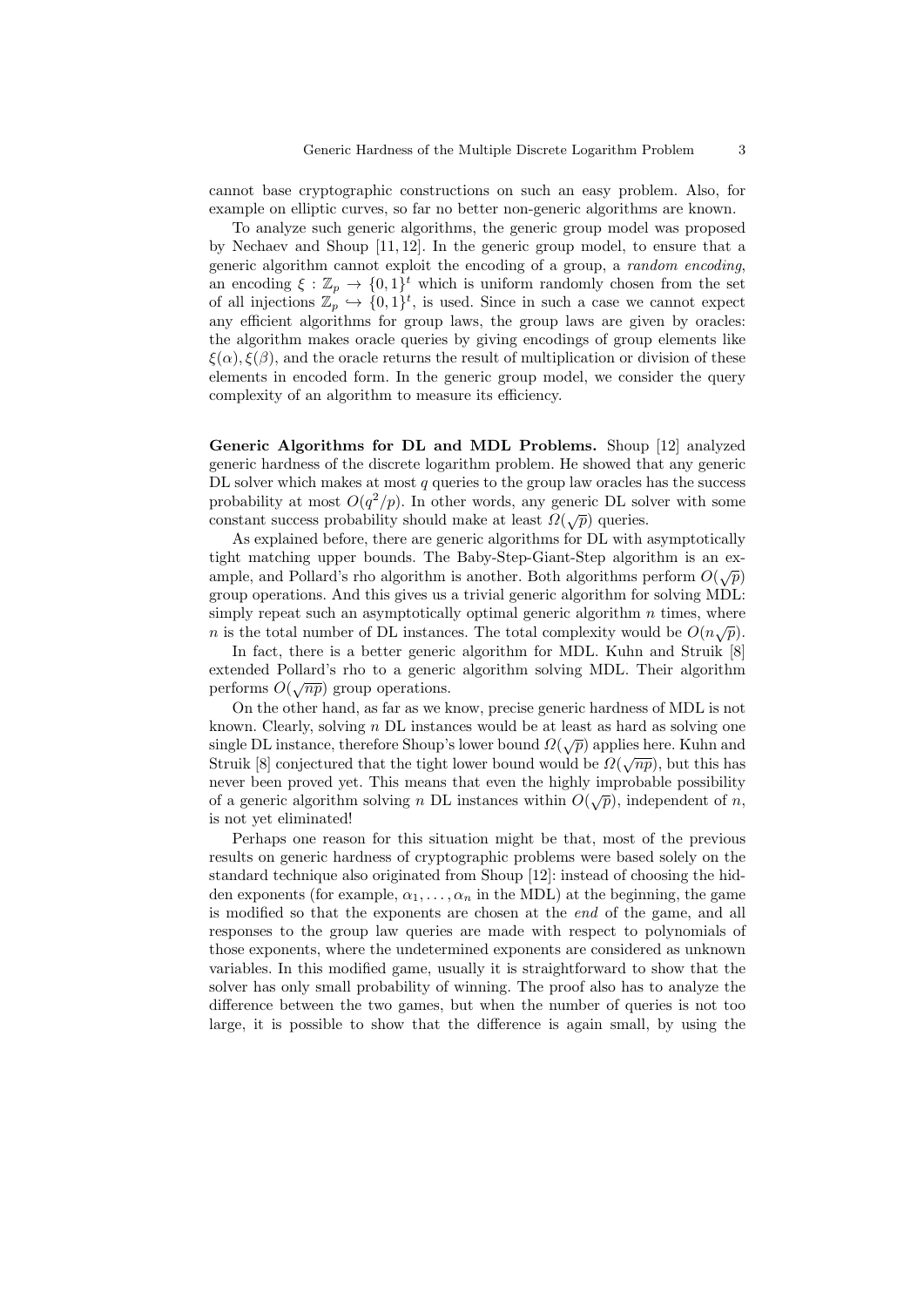cannot base cryptographic constructions on such an easy problem. Also, for example on elliptic curves, so far no better non-generic algorithms are known.

To analyze such generic algorithms, the generic group model was proposed by Nechaev and Shoup [11, 12]. In the generic group model, to ensure that a generic algorithm cannot exploit the encoding of a group, a *random encoding*, an encoding $\xi : \mathbb{Z}_p \to \{0,1\}^t$ which is uniform randomly chosen from the set of all injections $\mathbb{Z}_p \hookrightarrow \{0,1\}^t$, is used. Since in such a case we cannot expect any efficient algorithms for group laws, the group laws are given by oracles: the algorithm makes oracle queries by giving encodings of group elements like $\xi(\alpha), \xi(\beta)$, and the oracle returns the result of multiplication or division of these elements in encoded form. In the generic group model, we consider the query complexity of an algorithm to measure its efficiency.

**Generic Algorithms for DL and MDL Problems.** Shoup [12] analyzed generic hardness of the discrete logarithm problem. He showed that any generic DL solver which makes at most $q$ queries to the group law oracles has the success probability at most $O(q^2/p)$. In other words, any generic DL solver with some constant success probability should make at least $\Omega(\sqrt{p})$ queries.

As explained before, there are generic algorithms for DL with asymptotically tight matching upper bounds. The Baby-Step-Giant-Step algorithm is an example, and Pollard's rho algorithm is another. Both algorithms perform $O(\sqrt{p})$ group operations. And this gives us a trivial generic algorithm for solving MDL: simply repeat such an asymptotically optimal generic algorithm $n$ times, where $n$ is the total number of DL instances. The total complexity would be $O(n\sqrt{p})$.

In fact, there is a better generic algorithm for MDL. Kuhn and Struik [8] extended Pollard's rho to a generic algorithm solving MDL. Their algorithm performs $O(\sqrt{np})$ group operations.

On the other hand, as far as we know, precise generic hardness of MDL is not known. Clearly, solving $n$ DL instances would be at least as hard as solving one single DL instance, therefore Shoup's lower bound $\Omega(\sqrt{p})$ applies here. Kuhn and Struik [8] conjectured that the tight lower bound would be $\Omega(\sqrt{np})$, but this has never been proved yet. This means that even the highly improbable possibility of a generic algorithm solving $n$ DL instances within $O(\sqrt{p})$, independent of $n$, is not yet eliminated!

Perhaps one reason for this situation might be that, most of the previous results on generic hardness of cryptographic problems were based solely on the standard technique also originated from Shoup [12]: instead of choosing the hidden exponents (for example, $\alpha_1, \ldots, \alpha_n$ in the MDL) at the beginning, the game is modified so that the exponents are chosen at the *end* of the game, and all responses to the group law queries are made with respect to polynomials of those exponents, where the undetermined exponents are considered as unknown variables. In this modified game, usually it is straightforward to show that the solver has only small probability of winning. The proof also has to analyze the difference between the two games, but when the number of queries is not too large, it is possible to show that the difference is again small, by using the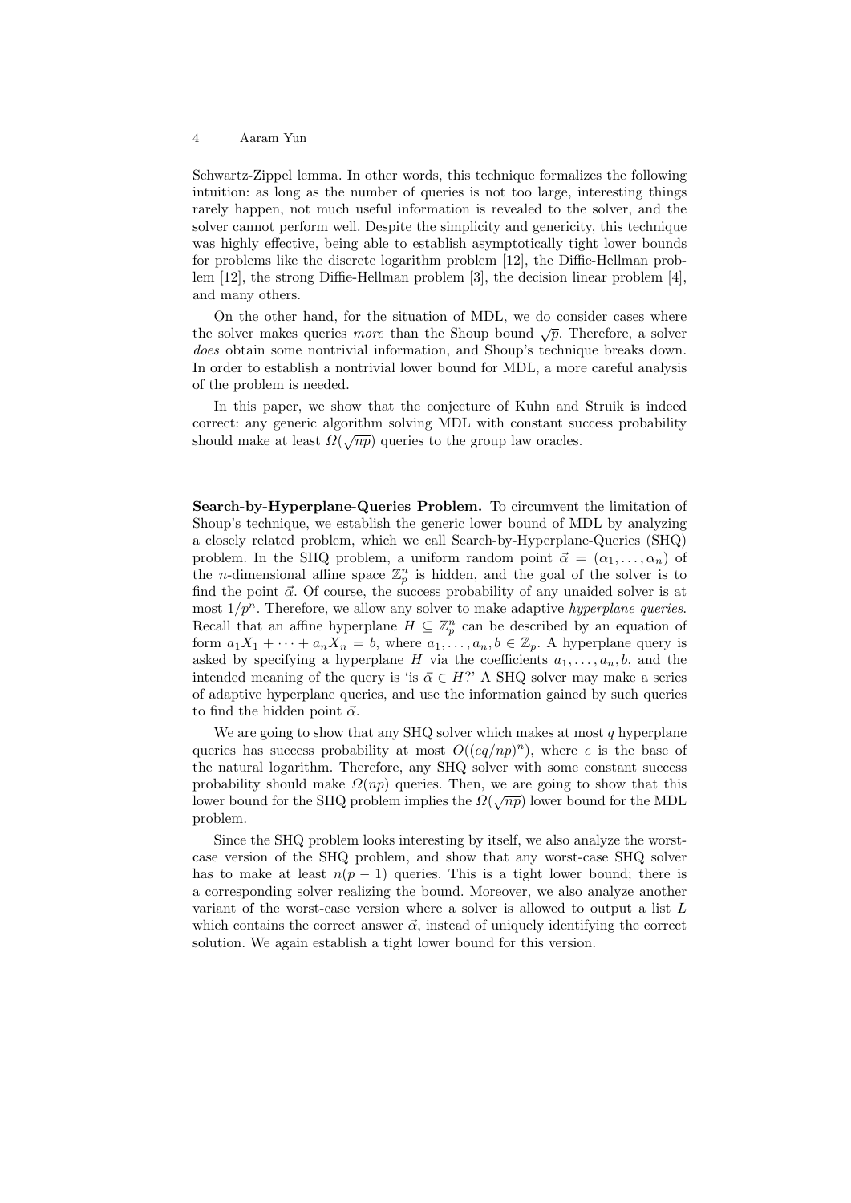Schwartz-Zippel lemma. In other words, this technique formalizes the following intuition: as long as the number of queries is not too large, interesting things rarely happen, not much useful information is revealed to the solver, and the solver cannot perform well. Despite the simplicity and genericity, this technique was highly effective, being able to establish asymptotically tight lower bounds for problems like the discrete logarithm problem [12], the Diffie-Hellman problem [12], the strong Diffie-Hellman problem [3], the decision linear problem [4], and many others.

On the other hand, for the situation of MDL, we do consider cases where the solver makes queries *more* than the Shoup bound $\sqrt{p}$. Therefore, a solver *does* obtain some nontrivial information, and Shoup's technique breaks down. In order to establish a nontrivial lower bound for MDL, a more careful analysis of the problem is needed.

In this paper, we show that the conjecture of Kuhn and Struik is indeed correct: any generic algorithm solving MDL with constant success probability should make at least $\Omega(\sqrt{np})$ queries to the group law oracles.

**Search-by-Hyperplane-Queries Problem.** To circumvent the limitation of Shoup's technique, we establish the generic lower bound of MDL by analyzing a closely related problem, which we call Search-by-Hyperplane-Queries (SHQ) problem. In the SHQ problem, a uniform random point $\vec{\alpha} = (\alpha_1, \ldots, \alpha_n)$ of the $n$-dimensional affine space $\mathbb{Z}_p^n$ is hidden, and the goal of the solver is to find the point $\vec{\alpha}$. Of course, the success probability of any unaided solver is at most $1/p^n$. Therefore, we allow any solver to make adaptive *hyperplane queries*. Recall that an affine hyperplane $H \subseteq \mathbb{Z}_p^n$ can be described by an equation of form $a_1X_1 + \cdots + a_nX_n = b$, where $a_1, \ldots, a_n, b \in \mathbb{Z}_p$. A hyperplane query is asked by specifying a hyperplane $H$ via the coefficients $a_1, \ldots, a_n, b$, and the intended meaning of the query is 'is $\vec{\alpha} \in H$?' A SHQ solver may make a series of adaptive hyperplane queries, and use the information gained by such queries to find the hidden point $\vec{\alpha}$.

We are going to show that any SHQ solver which makes at most $q$ hyperplane queries has success probability at most $O((eq/np)^n)$, where $e$ is the base of the natural logarithm. Therefore, any SHQ solver with some constant success probability should make $\Omega(np)$ queries. Then, we are going to show that this lower bound for the SHQ problem implies the $\Omega(\sqrt{np})$ lower bound for the MDL problem.

Since the SHQ problem looks interesting by itself, we also analyze the worst-case version of the SHQ problem, and show that any worst-case SHQ solver has to make at least $n(p-1)$ queries. This is a tight lower bound; there is a corresponding solver realizing the bound. Moreover, we also analyze another variant of the worst-case version where a solver is allowed to output a list $L$ which contains the correct answer $\vec{\alpha}$, instead of uniquely identifying the correct solution. We again establish a tight lower bound for this version.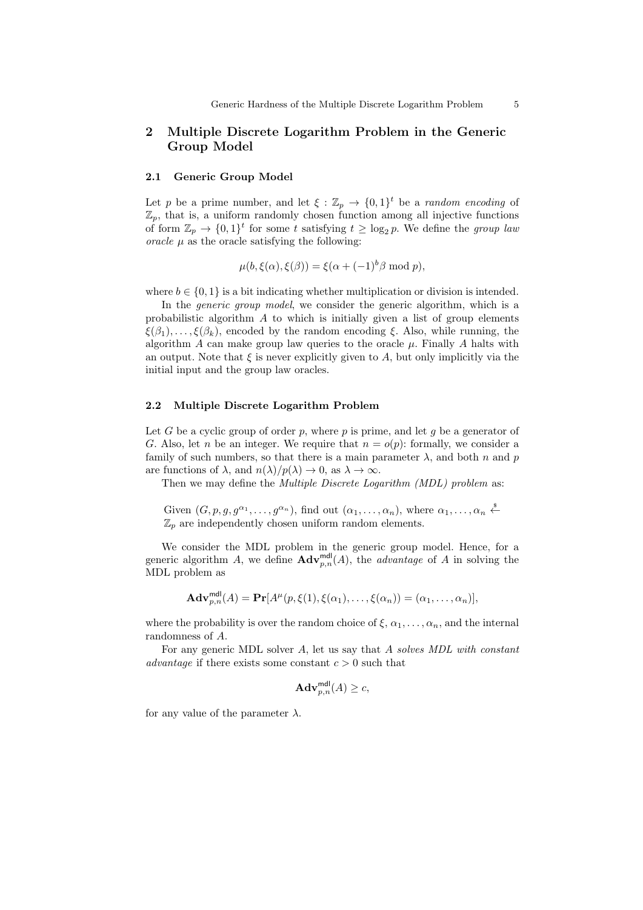## 2 Multiple Discrete Logarithm Problem in the Generic Group Model

### 2.1 Generic Group Model

Let $p$ be a prime number, and let $\xi : \mathbb{Z}_p \to \{0,1\}^t$ be a *random encoding* of $\mathbb{Z}_p$, that is, a uniform randomly chosen function among all injective functions of form $\mathbb{Z}_p \to \{0,1\}^t$ for some $t$ satisfying $t \geq \log_2 p$. We define the *group law oracle* $\mu$ as the oracle satisfying the following:

$$\mu(b, \xi(\alpha), \xi(\beta)) = \xi(\alpha + (-1)^b \beta \bmod p),$$

where $b \in \{0,1\}$ is a bit indicating whether multiplication or division is intended.

In the *generic group model*, we consider the generic algorithm, which is a probabilistic algorithm $A$ to which is initially given a list of group elements $\xi(\beta_1), \ldots, \xi(\beta_k)$, encoded by the random encoding $\xi$. Also, while running, the algorithm $A$ can make group law queries to the oracle $\mu$. Finally $A$ halts with an output. Note that $\xi$ is never explicitly given to $A$, but only implicitly via the initial input and the group law oracles.

### 2.2 Multiple Discrete Logarithm Problem

Let $G$ be a cyclic group of order $p$, where $p$ is prime, and let $g$ be a generator of $G$. Also, let $n$ be an integer. We require that $n = o(p)$: formally, we consider a family of such numbers, so that there is a main parameter $\lambda$, and both $n$ and $p$ are functions of $\lambda$, and $n(\lambda)/p(\lambda) \to 0$, as $\lambda \to \infty$.

Then we may define the *Multiple Discrete Logarithm (MDL) problem* as:

> Given $(G, p, g, g^{\alpha_1}, \ldots, g^{\alpha_n})$, find out $(\alpha_1, \ldots, \alpha_n)$, where $\alpha_1, \ldots, \alpha_n \xleftarrow{\$} \mathbb{Z}_p$ are independently chosen uniform random elements.

We consider the MDL problem in the generic group model. Hence, for a generic algorithm $A$, we define $\mathbf{Adv}^{\mathsf{mdl}}_{p,n}(A)$, the *advantage* of $A$ in solving the MDL problem as

$$\mathbf{Adv}^{\mathsf{mdl}}_{p,n}(A) = \mathbf{Pr}[A^{\mu}(p, \xi(1), \xi(\alpha_1), \ldots, \xi(\alpha_n)) = (\alpha_1, \ldots, \alpha_n)],$$

where the probability is over the random choice of $\xi$, $\alpha_1, \ldots, \alpha_n$, and the internal randomness of $A$.

For any generic MDL solver $A$, let us say that $A$ *solves MDL with constant advantage* if there exists some constant $c > 0$ such that

$$\mathbf{Adv}^{\mathsf{mdl}}_{p,n}(A) \geq c,$$

for any value of the parameter $\lambda$.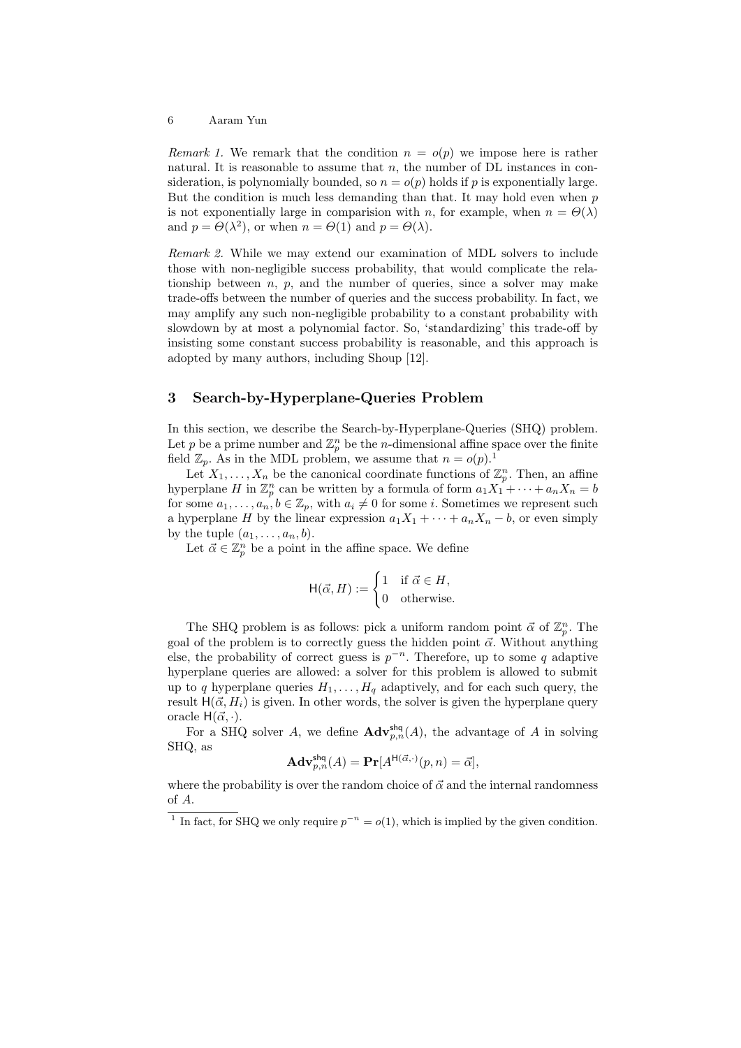*Remark 1.* We remark that the condition $n = o(p)$ we impose here is rather natural. It is reasonable to assume that $n$, the number of DL instances in consideration, is polynomially bounded, so $n = o(p)$ holds if $p$ is exponentially large. But the condition is much less demanding than that. It may hold even when $p$ is not exponentially large in comparision with $n$, for example, when $n = \Theta(\lambda)$ and $p = \Theta(\lambda^2)$, or when $n = \Theta(1)$ and $p = \Theta(\lambda)$.

*Remark 2.* While we may extend our examination of MDL solvers to include those with non-negligible success probability, that would complicate the relationship between $n$, $p$, and the number of queries, since a solver may make trade-offs between the number of queries and the success probability. In fact, we may amplify any such non-negligible probability to a constant probability with slowdown by at most a polynomial factor. So, 'standardizing' this trade-off by insisting some constant success probability is reasonable, and this approach is adopted by many authors, including Shoup [12].

## 3 Search-by-Hyperplane-Queries Problem

In this section, we describe the Search-by-Hyperplane-Queries (SHQ) problem. Let $p$ be a prime number and $\mathbb{Z}_p^n$ be the $n$-dimensional affine space over the finite field $\mathbb{Z}_p$. As in the MDL problem, we assume that $n = o(p)$.[1]

Let $X_1, \ldots, X_n$ be the canonical coordinate functions of $\mathbb{Z}_p^n$. Then, an affine hyperplane $H$ in $\mathbb{Z}_p^n$ can be written by a formula of form $a_1X_1 + \cdots + a_nX_n = b$ for some $a_1, \ldots, a_n, b \in \mathbb{Z}_p$, with $a_i \neq 0$ for some $i$. Sometimes we represent such a hyperplane $H$ by the linear expression $a_1X_1 + \cdots + a_nX_n - b$, or even simply by the tuple $(a_1, \ldots, a_n, b)$.

Let $\vec{\alpha} \in \mathbb{Z}_p^n$ be a point in the affine space. We define

$$\mathsf{H}(\vec{\alpha}, H) := \begin{cases} 1 & \text{if } \vec{\alpha} \in H, \\ 0 & \text{otherwise.} \end{cases}$$

The SHQ problem is as follows: pick a uniform random point $\vec{\alpha}$ of $\mathbb{Z}_p^n$. The goal of the problem is to correctly guess the hidden point $\vec{\alpha}$. Without anything else, the probability of correct guess is $p^{-n}$. Therefore, up to some $q$ adaptive hyperplane queries are allowed: a solver for this problem is allowed to submit up to $q$ hyperplane queries $H_1, \ldots, H_q$ adaptively, and for each such query, the result $\mathsf{H}(\vec{\alpha}, H_i)$ is given. In other words, the solver is given the hyperplane query oracle $\mathsf{H}(\vec{\alpha}, \cdot)$.

For a SHQ solver $A$, we define $\mathbf{Adv}_{p,n}^{\mathsf{shq}}(A)$, the advantage of $A$ in solving SHQ, as

$$\mathbf{Adv}_{p,n}^{\mathsf{shq}}(A) = \mathbf{Pr}[A^{\mathsf{H}(\vec{\alpha}, \cdot)}(p, n) = \vec{\alpha}],$$

where the probability is over the random choice of $\vec{\alpha}$ and the internal randomness of $A$.

[1] In fact, for SHQ we only require $p^{-n} = o(1)$, which is implied by the given condition.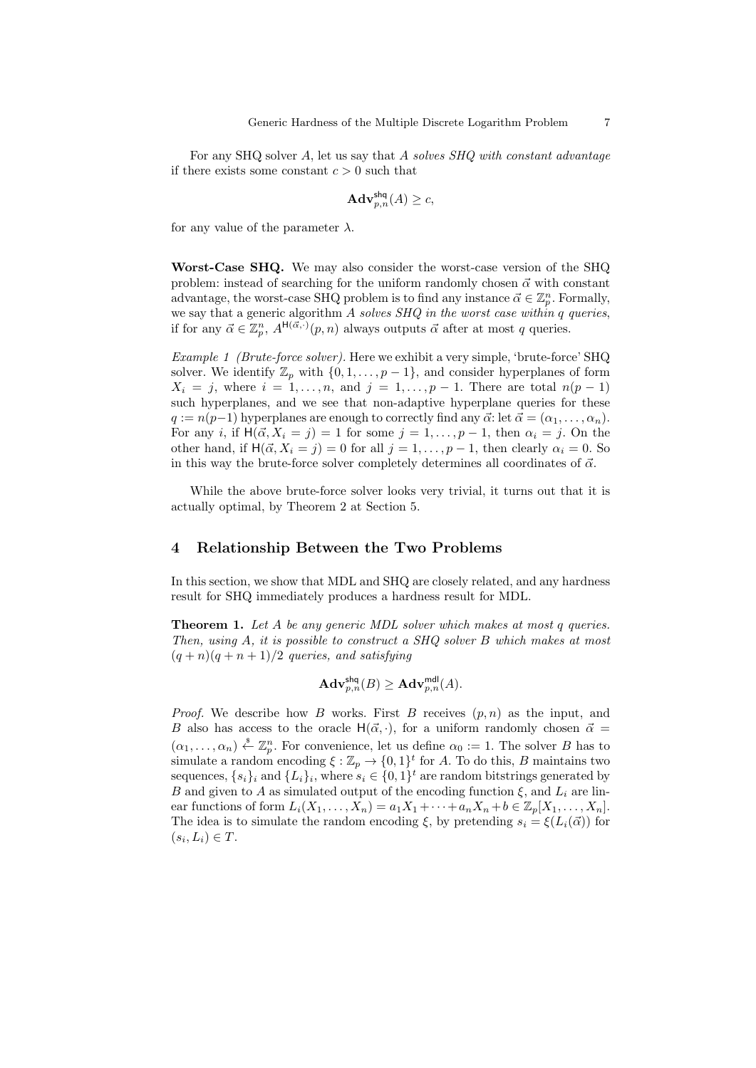For any SHQ solver $A$, let us say that *$A$ solves SHQ with constant advantage* if there exists some constant $c > 0$ such that

$$\mathbf{Adv}^{\mathsf{shq}}_{p,n}(A) \geq c,$$

for any value of the parameter $\lambda$.

**Worst-Case SHQ.** We may also consider the worst-case version of the SHQ problem: instead of searching for the uniform randomly chosen $\vec{\alpha}$ with constant advantage, the worst-case SHQ problem is to find any instance $\vec{\alpha} \in \mathbb{Z}_p^n$. Formally, we say that a generic algorithm *$A$ solves SHQ in the worst case within $q$ queries*, if for any $\vec{\alpha} \in \mathbb{Z}_p^n$, $A^{\mathsf{H}(\vec{\alpha},\cdot)}(p, n)$ always outputs $\vec{\alpha}$ after at most $q$ queries.

*Example 1 (Brute-force solver).* Here we exhibit a very simple, 'brute-force' SHQ solver. We identify $\mathbb{Z}_p$ with $\{0, 1, \ldots, p-1\}$, and consider hyperplanes of form $X_i = j$, where $i = 1, \ldots, n$, and $j = 1, \ldots, p-1$. There are total $n(p-1)$ such hyperplanes, and we see that non-adaptive hyperplane queries for these $q := n(p-1)$ hyperplanes are enough to correctly find any $\vec{\alpha}$: let $\vec{\alpha} = (\alpha_1, \ldots, \alpha_n)$. For any $i$, if $\mathsf{H}(\vec{\alpha}, X_i = j) = 1$ for some $j = 1, \ldots, p-1$, then $\alpha_i = j$. On the other hand, if $\mathsf{H}(\vec{\alpha}, X_i = j) = 0$ for all $j = 1, \ldots, p-1$, then clearly $\alpha_i = 0$. So in this way the brute-force solver completely determines all coordinates of $\vec{\alpha}$.

While the above brute-force solver looks very trivial, it turns out that it is actually optimal, by Theorem 2 at Section 5.

## 4 Relationship Between the Two Problems

In this section, we show that MDL and SHQ are closely related, and any hardness result for SHQ immediately produces a hardness result for MDL.

**Theorem 1.** *Let $A$ be any generic MDL solver which makes at most $q$ queries. Then, using $A$, it is possible to construct a SHQ solver $B$ which makes at most $(q+n)(q+n+1)/2$ queries, and satisfying*

$$\mathbf{Adv}^{\mathsf{shq}}_{p,n}(B) \geq \mathbf{Adv}^{\mathsf{mdl}}_{p,n}(A).$$

*Proof.* We describe how $B$ works. First $B$ receives $(p, n)$ as the input, and $B$ also has access to the oracle $\mathsf{H}(\vec{\alpha}, \cdot)$, for a uniform randomly chosen $\vec{\alpha} = (\alpha_1, \ldots, \alpha_n) \xleftarrow{\$} \mathbb{Z}_p^n$. For convenience, let us define $\alpha_0 := 1$. The solver $B$ has to simulate a random encoding $\xi : \mathbb{Z}_p \to \{0, 1\}^t$ for $A$. To do this, $B$ maintains two sequences, $\{s_i\}_i$ and $\{L_i\}_i$, where $s_i \in \{0, 1\}^t$ are random bitstrings generated by $B$ and given to $A$ as simulated output of the encoding function $\xi$, and $L_i$ are linear functions of form $L_i(X_1, \ldots, X_n) = a_1 X_1 + \cdots + a_n X_n + b \in \mathbb{Z}_p[X_1, \ldots, X_n]$. The idea is to simulate the random encoding $\xi$, by pretending $s_i = \xi(L_i(\vec{\alpha}))$ for $(s_i, L_i) \in T$.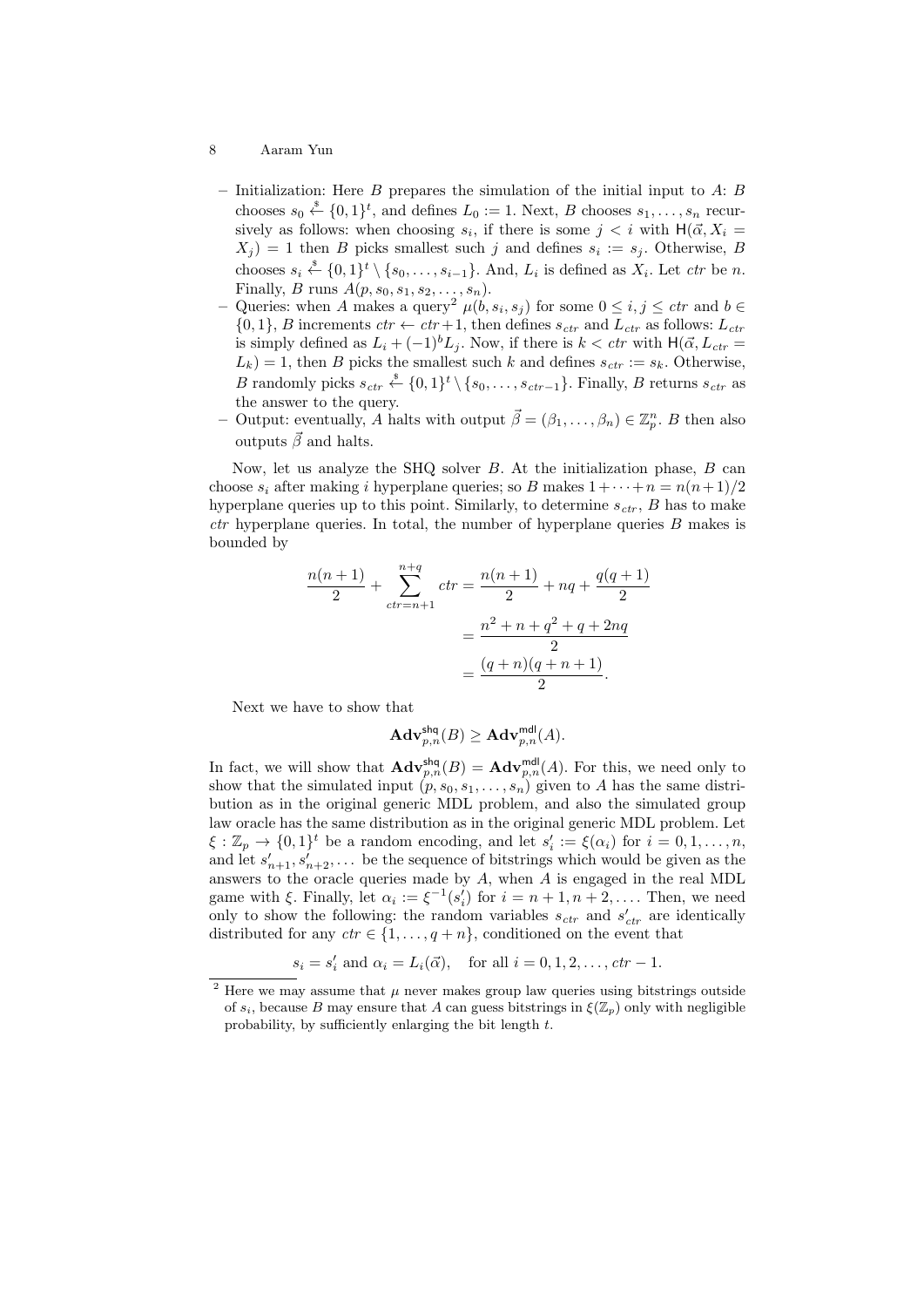– Initialization: Here $B$ prepares the simulation of the initial input to $A$: $B$ chooses $s_0 \xleftarrow{\$} \{0,1\}^t$, and defines $L_0 := 1$. Next, $B$ chooses $s_1, \ldots, s_n$ recursively as follows: when choosing $s_i$, if there is some $j < i$ with $\mathsf{H}(\vec{\alpha}, X_i = X_j) = 1$ then $B$ picks smallest such $j$ and defines $s_i := s_j$. Otherwise, $B$ chooses $s_i \xleftarrow{\$} \{0,1\}^t \setminus \{s_0, \ldots, s_{i-1}\}$. And, $L_i$ is defined as $X_i$. Let $ctr$ be $n$. Finally, $B$ runs $A(p, s_0, s_1, s_2, \ldots, s_n)$.

– Queries: when $A$ makes a query[2] $\mu(b, s_i, s_j)$ for some $0 \leq i, j \leq ctr$ and $b \in \{0,1\}$, $B$ increments $ctr \leftarrow ctr+1$, then defines $s_{ctr}$ and $L_{ctr}$ as follows: $L_{ctr}$ is simply defined as $L_i + (-1)^b L_j$. Now, if there is $k < ctr$ with $\mathsf{H}(\vec{\alpha}, L_{ctr} = L_k) = 1$, then $B$ picks the smallest such $k$ and defines $s_{ctr} := s_k$. Otherwise, $B$ randomly picks $s_{ctr} \xleftarrow{\$} \{0,1\}^t \setminus \{s_0, \ldots, s_{ctr-1}\}$. Finally, $B$ returns $s_{ctr}$ as the answer to the query.

– Output: eventually, $A$ halts with output $\vec{\beta} = (\beta_1, \ldots, \beta_n) \in \mathbb{Z}_p^n$. $B$ then also outputs $\vec{\beta}$ and halts.

Now, let us analyze the SHQ solver $B$. At the initialization phase, $B$ can choose $s_i$ after making $i$ hyperplane queries; so $B$ makes $1 + \cdots + n = n(n+1)/2$ hyperplane queries up to this point. Similarly, to determine $s_{ctr}$, $B$ has to make $ctr$ hyperplane queries. In total, the number of hyperplane queries $B$ makes is bounded by

$$
\begin{aligned}
\frac{n(n+1)}{2} + \sum_{ctr=n+1}^{n+q} ctr &= \frac{n(n+1)}{2} + nq + \frac{q(q+1)}{2} \\
&= \frac{n^2 + n + q^2 + q + 2nq}{2} \\
&= \frac{(q+n)(q+n+1)}{2}.
\end{aligned}
$$

Next we have to show that

$$
\mathbf{Adv}_{p,n}^{\mathsf{shq}}(B) \geq \mathbf{Adv}_{p,n}^{\mathsf{mdl}}(A).
$$

In fact, we will show that $\mathbf{Adv}_{p,n}^{\mathsf{shq}}(B) = \mathbf{Adv}_{p,n}^{\mathsf{mdl}}(A)$. For this, we need only to show that the simulated input $(p, s_0, s_1, \ldots, s_n)$ given to $A$ has the same distribution as in the original generic MDL problem, and also the simulated group law oracle has the same distribution as in the original generic MDL problem. Let $\xi : \mathbb{Z}_p \to \{0,1\}^t$ be a random encoding, and let $s'_i := \xi(\alpha_i)$ for $i = 0, 1, \ldots, n$, and let $s'_{n+1}, s'_{n+2}, \ldots$ be the sequence of bitstrings which would be given as the answers to the oracle queries made by $A$, when $A$ is engaged in the real MDL game with $\xi$. Finally, let $\alpha_i := \xi^{-1}(s'_i)$ for $i = n+1, n+2, \ldots$. Then, we need only to show the following: the random variables $s_{ctr}$ and $s'_{ctr}$ are identically distributed for any $ctr \in \{1, \ldots, q+n\}$, conditioned on the event that

$$
s_i = s'_i \text{ and } \alpha_i = L_i(\vec{\alpha}), \quad \text{for all } i = 0, 1, 2, \ldots, ctr - 1.
$$

---

[2] Here we may assume that $\mu$ never makes group law queries using bitstrings outside of $s_i$, because $B$ may ensure that $A$ can guess bitstrings in $\xi(\mathbb{Z}_p)$ only with negligible probability, by sufficiently enlarging the bit length $t$.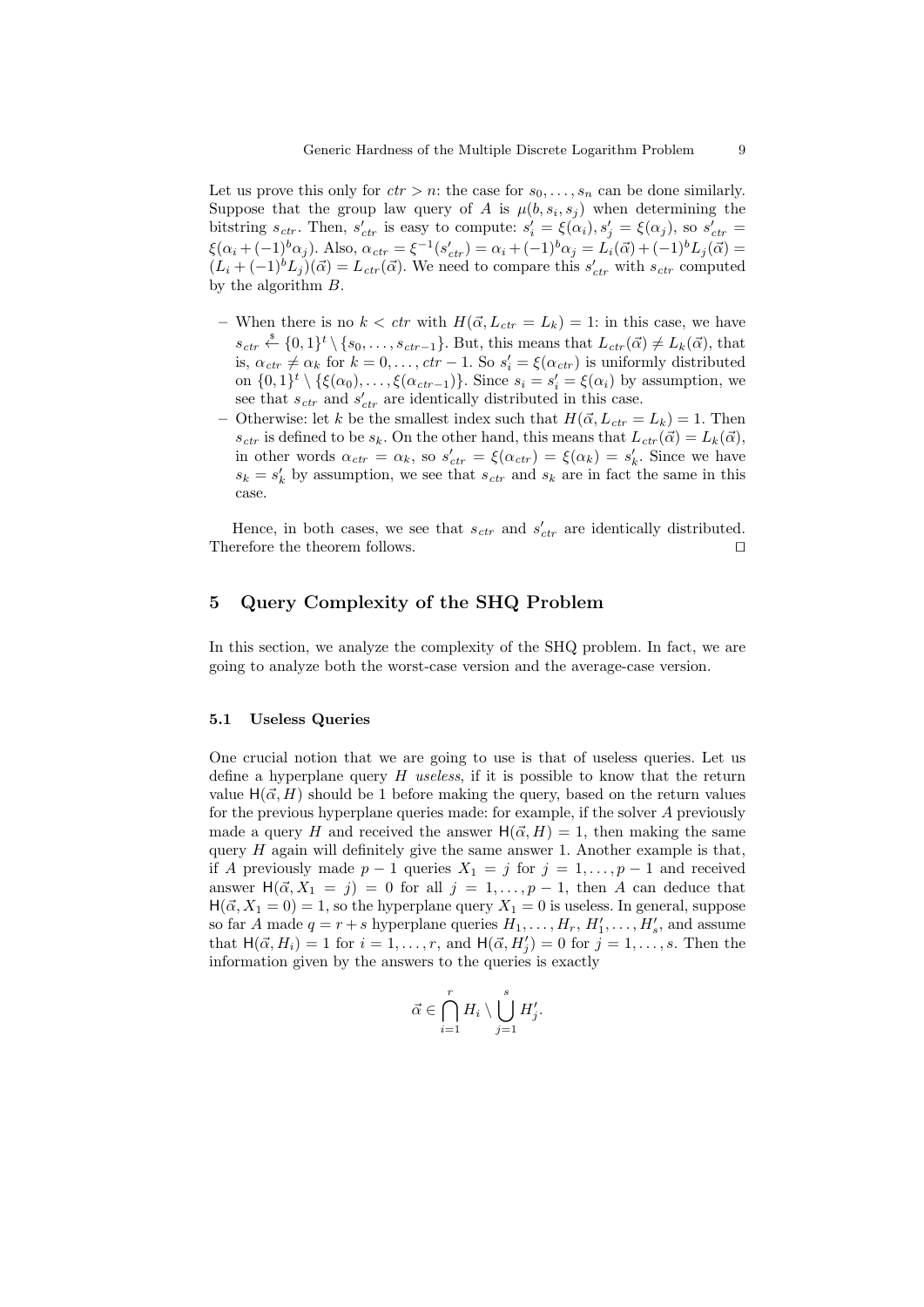Let us prove this only for $ctr > n$: the case for $s_0, \ldots, s_n$ can be done similarly. Suppose that the group law query of $A$ is $\mu(b, s_i, s_j)$ when determining the bitstring $s_{ctr}$. Then, $s'_{ctr}$ is easy to compute: $s'_i = \xi(\alpha_i), s'_j = \xi(\alpha_j)$, so $s'_{ctr} = \xi(\alpha_i + (-1)^b \alpha_j)$. Also, $\alpha_{ctr} = \xi^{-1}(s'_{ctr}) = \alpha_i + (-1)^b \alpha_j = L_i(\vec{\alpha}) + (-1)^b L_j(\vec{\alpha}) = (L_i + (-1)^b L_j)(\vec{\alpha}) = L_{ctr}(\vec{\alpha})$. We need to compare this $s'_{ctr}$ with $s_{ctr}$ computed by the algorithm $B$.

- When there is no $k < ctr$ with $H(\vec{\alpha}, L_{ctr} = L_k) = 1$: in this case, we have $s_{ctr} \xleftarrow{\$} \{0,1\}^t \setminus \{s_0, \ldots, s_{ctr-1}\}$. But, this means that $L_{ctr}(\vec{\alpha}) \neq L_k(\vec{\alpha})$, that is, $\alpha_{ctr} \neq \alpha_k$ for $k = 0, \ldots, ctr - 1$. So $s'_i = \xi(\alpha_{ctr})$ is uniformly distributed on $\{0,1\}^t \setminus \{\xi(\alpha_0), \ldots, \xi(\alpha_{ctr-1})\}$. Since $s_i = s'_i = \xi(\alpha_i)$ by assumption, we see that $s_{ctr}$ and $s'_{ctr}$ are identically distributed in this case.
- Otherwise: let $k$ be the smallest index such that $H(\vec{\alpha}, L_{ctr} = L_k) = 1$. Then $s_{ctr}$ is defined to be $s_k$. On the other hand, this means that $L_{ctr}(\vec{\alpha}) = L_k(\vec{\alpha})$, in other words $\alpha_{ctr} = \alpha_k$, so $s'_{ctr} = \xi(\alpha_{ctr}) = \xi(\alpha_k) = s'_k$. Since we have $s_k = s'_k$ by assumption, we see that $s_{ctr}$ and $s_k$ are in fact the same in this case.

Hence, in both cases, we see that $s_{ctr}$ and $s'_{ctr}$ are identically distributed. Therefore the theorem follows. ◻

## 5 Query Complexity of the SHQ Problem

In this section, we analyze the complexity of the SHQ problem. In fact, we are going to analyze both the worst-case version and the average-case version.

### 5.1 Useless Queries

One crucial notion that we are going to use is that of useless queries. Let us define a hyperplane query $H$ *useless*, if it is possible to know that the return value $\mathsf{H}(\vec{\alpha}, H)$ should be 1 before making the query, based on the return values for the previous hyperplane queries made: for example, if the solver $A$ previously made a query $H$ and received the answer $\mathsf{H}(\vec{\alpha}, H) = 1$, then making the same query $H$ again will definitely give the same answer 1. Another example is that, if $A$ previously made $p - 1$ queries $X_1 = j$ for $j = 1, \ldots, p - 1$ and received answer $\mathsf{H}(\vec{\alpha}, X_1 = j) = 0$ for all $j = 1, \ldots, p - 1$, then $A$ can deduce that $\mathsf{H}(\vec{\alpha}, X_1 = 0) = 1$, so the hyperplane query $X_1 = 0$ is useless. In general, suppose so far $A$ made $q = r + s$ hyperplane queries $H_1, \ldots, H_r, H'_1, \ldots, H'_s$, and assume that $\mathsf{H}(\vec{\alpha}, H_i) = 1$ for $i = 1, \ldots, r$, and $\mathsf{H}(\vec{\alpha}, H'_j) = 0$ for $j = 1, \ldots, s$. Then the information given by the answers to the queries is exactly

$$\vec{\alpha} \in \bigcap_{i=1}^{r} H_i \setminus \bigcup_{j=1}^{s} H'_j.$$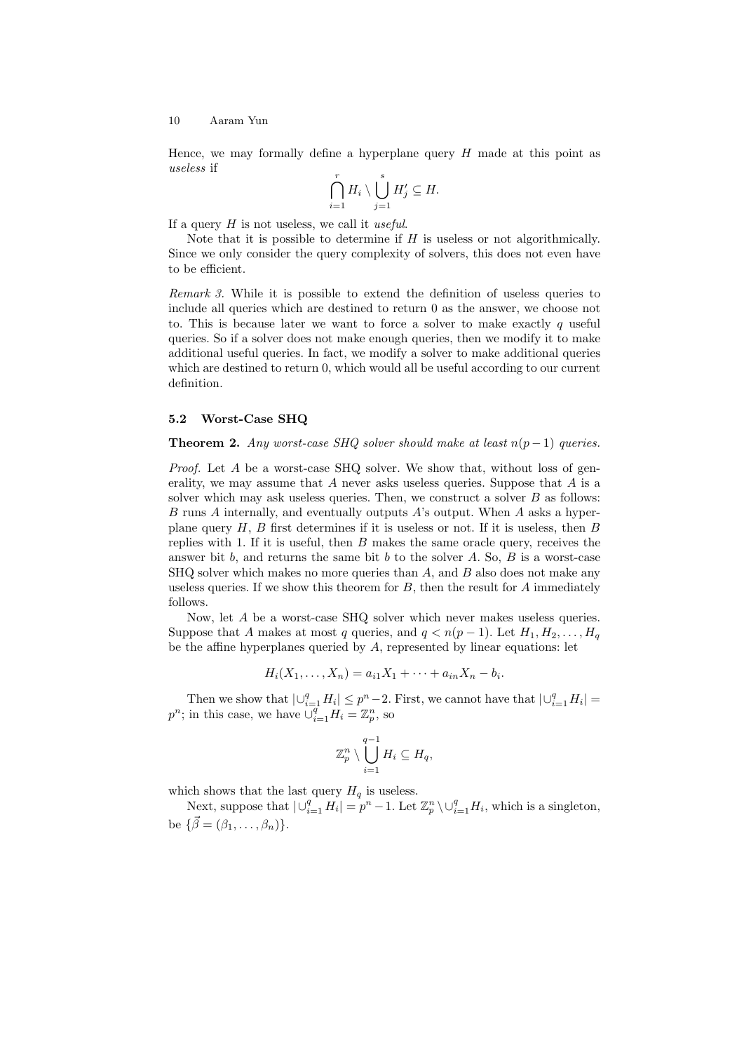Hence, we may formally define a hyperplane query $H$ made at this point as *useless* if

$$\bigcap_{i=1}^{r} H_i \setminus \bigcup_{j=1}^{s} H'_j \subseteq H.$$

If a query $H$ is not useless, we call it *useful*.

Note that it is possible to determine if $H$ is useless or not algorithmically. Since we only consider the query complexity of solvers, this does not even have to be efficient.

*Remark 3.* While it is possible to extend the definition of useless queries to include all queries which are destined to return 0 as the answer, we choose not to. This is because later we want to force a solver to make exactly $q$ useful queries. So if a solver does not make enough queries, then we modify it to make additional useful queries. In fact, we modify a solver to make additional queries which are destined to return 0, which would all be useful according to our current definition.

### 5.2 Worst-Case SHQ

**Theorem 2.** *Any worst-case SHQ solver should make at least $n(p-1)$ queries.*

*Proof.* Let $A$ be a worst-case SHQ solver. We show that, without loss of generality, we may assume that $A$ never asks useless queries. Suppose that $A$ is a solver which may ask useless queries. Then, we construct a solver $B$ as follows: $B$ runs $A$ internally, and eventually outputs $A$'s output. When $A$ asks a hyperplane query $H$, $B$ first determines if it is useless or not. If it is useless, then $B$ replies with 1. If it is useful, then $B$ makes the same oracle query, receives the answer bit $b$, and returns the same bit $b$ to the solver $A$. So, $B$ is a worst-case SHQ solver which makes no more queries than $A$, and $B$ also does not make any useless queries. If we show this theorem for $B$, then the result for $A$ immediately follows.

Now, let $A$ be a worst-case SHQ solver which never makes useless queries. Suppose that $A$ makes at most $q$ queries, and $q < n(p-1)$. Let $H_1, H_2, \ldots, H_q$ be the affine hyperplanes queried by $A$, represented by linear equations: let

$$H_i(X_1, \ldots, X_n) = a_{i1}X_1 + \cdots + a_{in}X_n - b_i.$$

Then we show that $|\cup_{i=1}^{q} H_i| \leq p^n - 2$. First, we cannot have that $|\cup_{i=1}^{q} H_i| = p^n$; in this case, we have $\cup_{i=1}^{q} H_i = \mathbb{Z}_p^n$, so

$$\mathbb{Z}_p^n \setminus \bigcup_{i=1}^{q-1} H_i \subseteq H_q,$$

which shows that the last query $H_q$ is useless.

Next, suppose that $|\cup_{i=1}^{q} H_i| = p^n - 1$. Let $\mathbb{Z}_p^n \setminus \cup_{i=1}^{q} H_i$, which is a singleton, be $\{\vec{\beta} = (\beta_1, \ldots, \beta_n)\}$.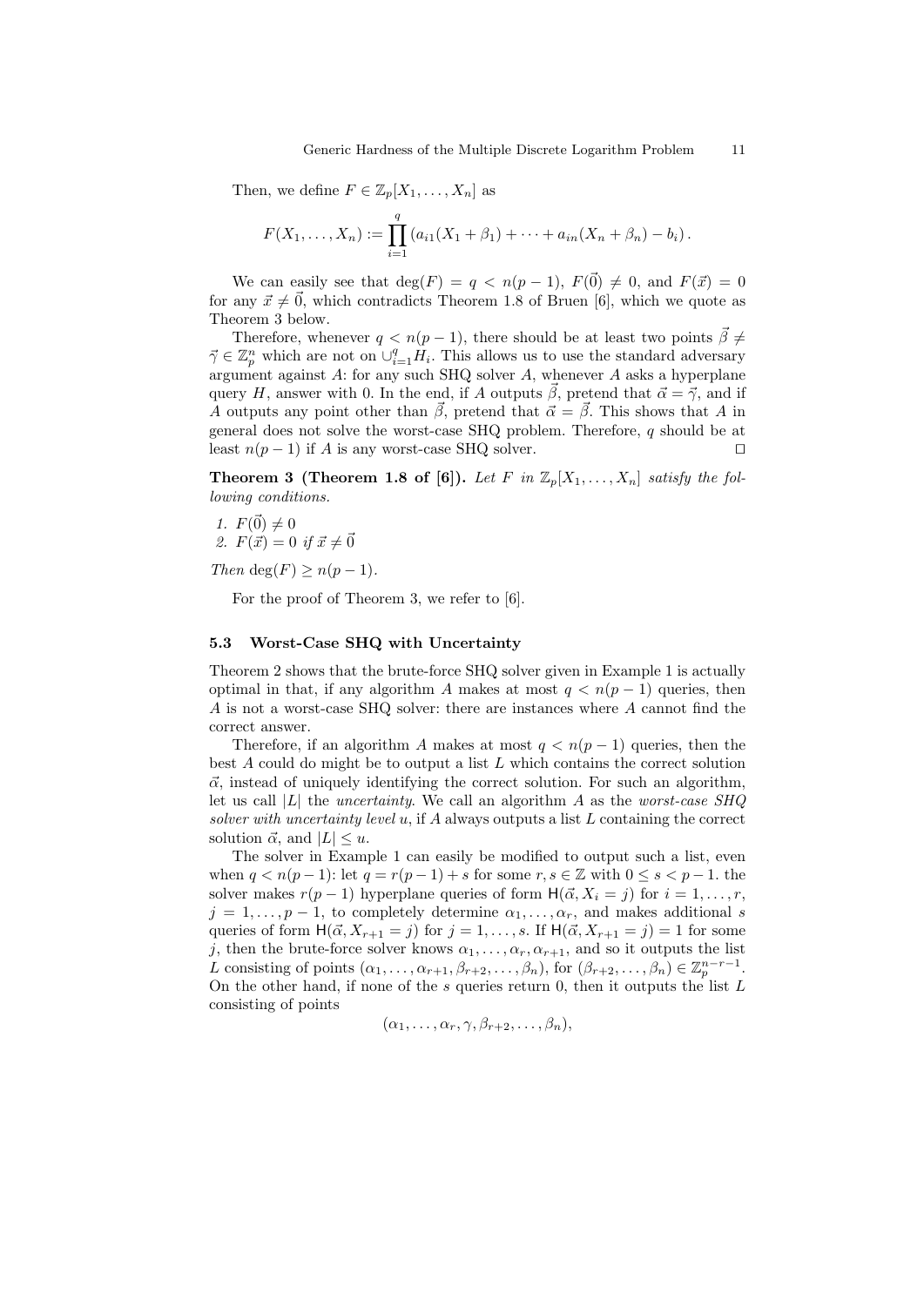Then, we define $F \in \mathbb{Z}_p[X_1, \ldots, X_n]$ as

$$F(X_1, \ldots, X_n) := \prod_{i=1}^{q} \left( a_{i1}(X_1 + \beta_1) + \cdots + a_{in}(X_n + \beta_n) - b_i \right).$$

We can easily see that $\deg(F) = q < n(p-1)$, $F(\vec{0}) \neq 0$, and $F(\vec{x}) = 0$ for any $\vec{x} \neq \vec{0}$, which contradicts Theorem 1.8 of Bruen [6], which we quote as Theorem 3 below.

Therefore, whenever $q < n(p-1)$, there should be at least two points $\vec{\beta} \neq \vec{\gamma} \in \mathbb{Z}_p^n$ which are not on $\cup_{i=1}^{q} H_i$. This allows us to use the standard adversary argument against $A$: for any such SHQ solver $A$, whenever $A$ asks a hyperplane query $H$, answer with 0. In the end, if $A$ outputs $\vec{\beta}$, pretend that $\vec{\alpha} = \vec{\gamma}$, and if $A$ outputs any point other than $\vec{\beta}$, pretend that $\vec{\alpha} = \vec{\beta}$. This shows that $A$ in general does not solve the worst-case SHQ problem. Therefore, $q$ should be at least $n(p-1)$ if $A$ is any worst-case SHQ solver. ◻

**Theorem 3 (Theorem 1.8 of [6]).** *Let $F$ in $\mathbb{Z}_p[X_1, \ldots, X_n]$ satisfy the following conditions.*

1. $F(\vec{0}) \neq 0$
2. $F(\vec{x}) = 0$ *if* $\vec{x} \neq \vec{0}$

*Then* $\deg(F) \geq n(p-1)$.

For the proof of Theorem 3, we refer to [6].

### 5.3 Worst-Case SHQ with Uncertainty

Theorem 2 shows that the brute-force SHQ solver given in Example 1 is actually optimal in that, if any algorithm $A$ makes at most $q < n(p-1)$ queries, then $A$ is not a worst-case SHQ solver: there are instances where $A$ cannot find the correct answer.

Therefore, if an algorithm $A$ makes at most $q < n(p-1)$ queries, then the best $A$ could do might be to output a list $L$ which contains the correct solution $\vec{\alpha}$, instead of uniquely identifying the correct solution. For such an algorithm, let us call $|L|$ the *uncertainty*. We call an algorithm $A$ as the *worst-case SHQ solver with uncertainty level $u$*, if $A$ always outputs a list $L$ containing the correct solution $\vec{\alpha}$, and $|L| \leq u$.

The solver in Example 1 can easily be modified to output such a list, even when $q < n(p-1)$: let $q = r(p-1) + s$ for some $r, s \in \mathbb{Z}$ with $0 \leq s < p-1$. the solver makes $r(p-1)$ hyperplane queries of form $\mathsf{H}(\vec{\alpha}, X_i = j)$ for $i = 1, \ldots, r$, $j = 1, \ldots, p-1$, to completely determine $\alpha_1, \ldots, \alpha_r$, and makes additional $s$ queries of form $\mathsf{H}(\vec{\alpha}, X_{r+1} = j)$ for $j = 1, \ldots, s$. If $\mathsf{H}(\vec{\alpha}, X_{r+1} = j) = 1$ for some $j$, then the brute-force solver knows $\alpha_1, \ldots, \alpha_r, \alpha_{r+1}$, and so it outputs the list $L$ consisting of points $(\alpha_1, \ldots, \alpha_{r+1}, \beta_{r+2}, \ldots, \beta_n)$, for $(\beta_{r+2}, \ldots, \beta_n) \in \mathbb{Z}_p^{n-r-1}$. On the other hand, if none of the $s$ queries return 0, then it outputs the list $L$ consisting of points

$$(\alpha_1, \ldots, \alpha_r, \gamma, \beta_{r+2}, \ldots, \beta_n),$$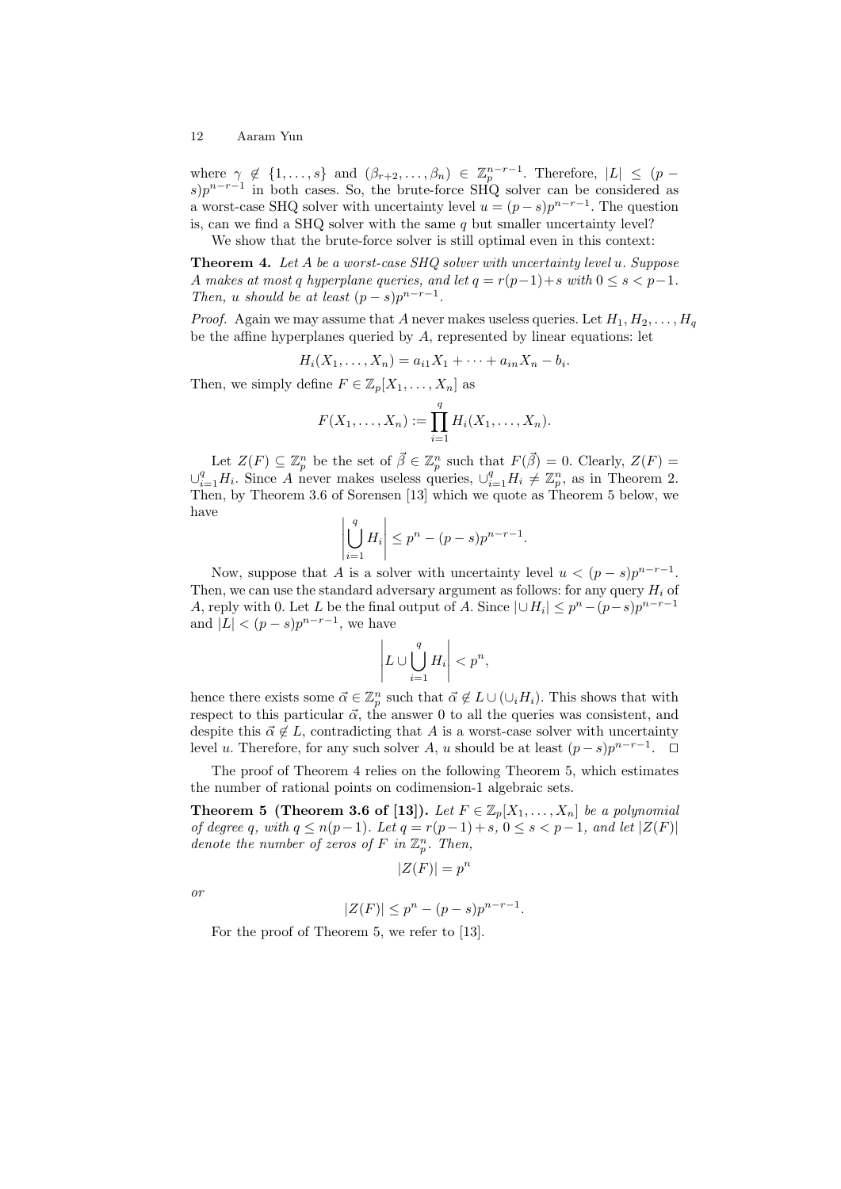where $\gamma \notin \{1, \ldots, s\}$ and $(\beta_{r+2}, \ldots, \beta_n) \in \mathbb{Z}_p^{n-r-1}$. Therefore, $|L| \leq (p-s)p^{n-r-1}$ in both cases. So, the brute-force SHQ solver can be considered as a worst-case SHQ solver with uncertainty level $u = (p-s)p^{n-r-1}$. The question is, can we find a SHQ solver with the same $q$ but smaller uncertainty level?

We show that the brute-force solver is still optimal even in this context:

**Theorem 4.** *Let $A$ be a worst-case SHQ solver with uncertainty level $u$. Suppose $A$ makes at most $q$ hyperplane queries, and let $q = r(p-1)+s$ with $0 \leq s < p-1$. Then, $u$ should be at least $(p-s)p^{n-r-1}$.*

*Proof.* Again we may assume that $A$ never makes useless queries. Let $H_1, H_2, \ldots, H_q$ be the affine hyperplanes queried by $A$, represented by linear equations: let

$$H_i(X_1, \ldots, X_n) = a_{i1}X_1 + \cdots + a_{in}X_n - b_i.$$

Then, we simply define $F \in \mathbb{Z}_p[X_1, \ldots, X_n]$ as

$$F(X_1, \ldots, X_n) := \prod_{i=1}^{q} H_i(X_1, \ldots, X_n).$$

Let $Z(F) \subseteq \mathbb{Z}_p^n$ be the set of $\vec{\beta} \in \mathbb{Z}_p^n$ such that $F(\vec{\beta}) = 0$. Clearly, $Z(F) = \cup_{i=1}^{q} H_i$. Since $A$ never makes useless queries, $\cup_{i=1}^{q} H_i \neq \mathbb{Z}_p^n$, as in Theorem 2. Then, by Theorem 3.6 of Sorensen [13] which we quote as Theorem 5 below, we have

$$\left| \bigcup_{i=1}^{q} H_i \right| \leq p^n - (p-s)p^{n-r-1}.$$

Now, suppose that $A$ is a solver with uncertainty level $u < (p-s)p^{n-r-1}$. Then, we can use the standard adversary argument as follows: for any query $H_i$ of $A$, reply with 0. Let $L$ be the final output of $A$. Since $|\cup H_i| \leq p^n - (p-s)p^{n-r-1}$ and $|L| < (p-s)p^{n-r-1}$, we have

$$\left| L \cup \bigcup_{i=1}^{q} H_i \right| < p^n,$$

hence there exists some $\vec{\alpha} \in \mathbb{Z}_p^n$ such that $\vec{\alpha} \notin L \cup (\cup_i H_i)$. This shows that with respect to this particular $\vec{\alpha}$, the answer 0 to all the queries was consistent, and despite this $\vec{\alpha} \notin L$, contradicting that $A$ is a worst-case solver with uncertainty level $u$. Therefore, for any such solver $A$, $u$ should be at least $(p-s)p^{n-r-1}$. $\square$

The proof of Theorem 4 relies on the following Theorem 5, which estimates the number of rational points on codimension-1 algebraic sets.

**Theorem 5 (Theorem 3.6 of [13]).** *Let $F \in \mathbb{Z}_p[X_1, \ldots, X_n]$ be a polynomial of degree $q$, with $q \leq n(p-1)$. Let $q = r(p-1)+s$, $0 \leq s < p-1$, and let $|Z(F)|$ denote the number of zeros of $F$ in $\mathbb{Z}_p^n$. Then,*

$$|Z(F)| = p^n$$

*or*

$$|Z(F)| \leq p^n - (p-s)p^{n-r-1}.$$

For the proof of Theorem 5, we refer to [13].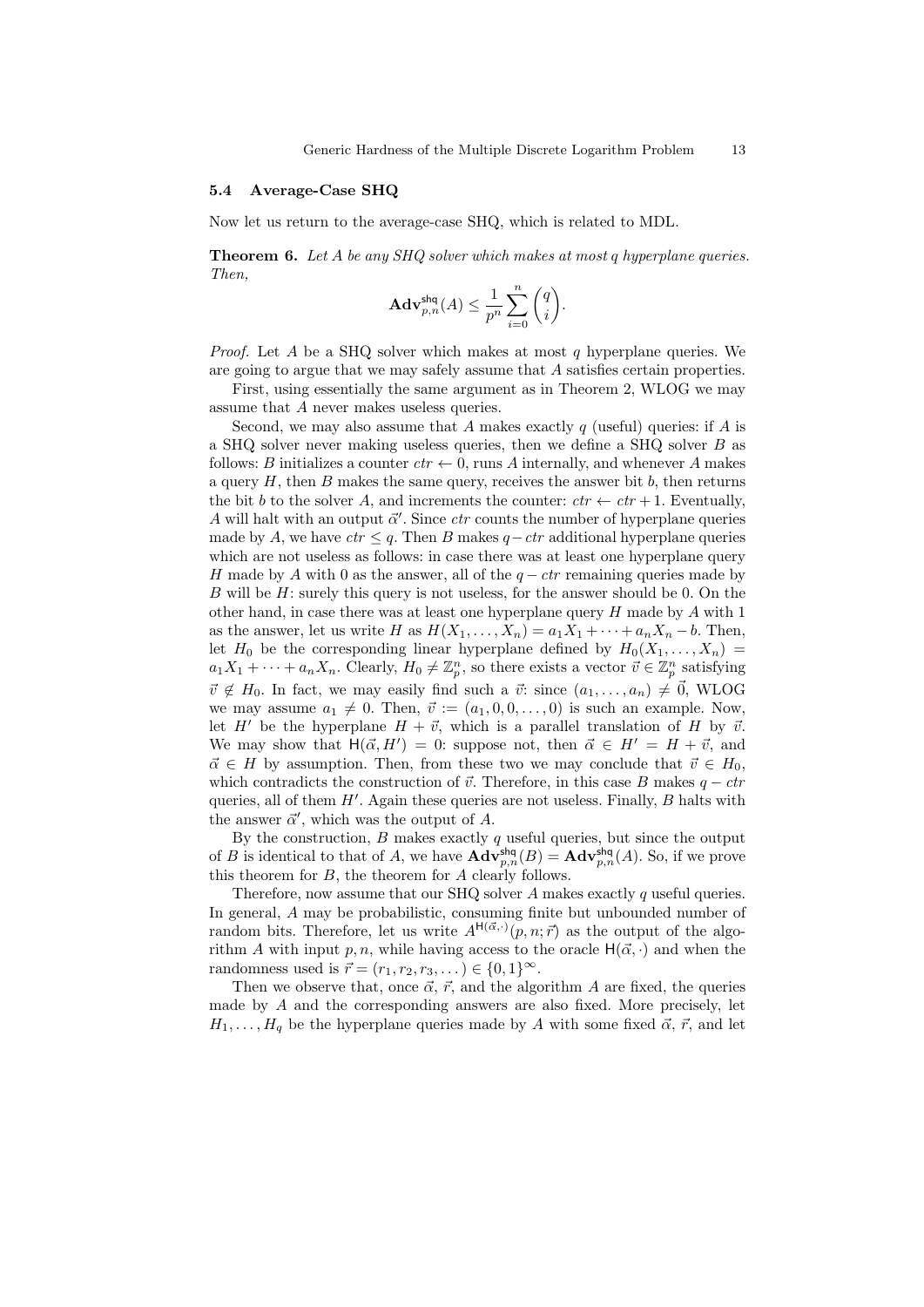### 5.4 Average-Case SHQ

Now let us return to the average-case SHQ, which is related to MDL.

**Theorem 6.** *Let $A$ be any SHQ solver which makes at most $q$ hyperplane queries. Then,*

$$\mathbf{Adv}^{\mathsf{shq}}_{p,n}(A) \leq \frac{1}{p^n} \sum_{i=0}^{n} \binom{q}{i}.$$

*Proof.* Let $A$ be a SHQ solver which makes at most $q$ hyperplane queries. We are going to argue that we may safely assume that $A$ satisfies certain properties.

First, using essentially the same argument as in Theorem 2, WLOG we may assume that $A$ never makes useless queries.

Second, we may also assume that $A$ makes exactly $q$ (useful) queries: if $A$ is a SHQ solver never making useless queries, then we define a SHQ solver $B$ as follows: $B$ initializes a counter $ctr \leftarrow 0$, runs $A$ internally, and whenever $A$ makes a query $H$, then $B$ makes the same query, receives the answer bit $b$, then returns the bit $b$ to the solver $A$, and increments the counter: $ctr \leftarrow ctr + 1$. Eventually, $A$ will halt with an output $\vec{\alpha}'$. Since $ctr$ counts the number of hyperplane queries made by $A$, we have $ctr \leq q$. Then $B$ makes $q - ctr$ additional hyperplane queries which are not useless as follows: in case there was at least one hyperplane query $H$ made by $A$ with 0 as the answer, all of the $q - ctr$ remaining queries made by $B$ will be $H$: surely this query is not useless, for the answer should be 0. On the other hand, in case there was at least one hyperplane query $H$ made by $A$ with 1 as the answer, let us write $H$ as $H(X_1, \dots, X_n) = a_1X_1 + \cdots + a_nX_n - b$. Then, let $H_0$ be the corresponding linear hyperplane defined by $H_0(X_1, \dots, X_n) = a_1X_1 + \cdots + a_nX_n$. Clearly, $H_0 \neq \mathbb{Z}_p^n$, so there exists a vector $\vec{v} \in \mathbb{Z}_p^n$ satisfying $\vec{v} \notin H_0$. In fact, we may easily find such a $\vec{v}$: since $(a_1, \dots, a_n) \neq \vec{0}$, WLOG we may assume $a_1 \neq 0$. Then, $\vec{v} := (a_1, 0, 0, \dots, 0)$ is such an example. Now, let $H'$ be the hyperplane $H + \vec{v}$, which is a parallel translation of $H$ by $\vec{v}$. We may show that $\mathsf{H}(\vec{\alpha}, H') = 0$: suppose not, then $\vec{\alpha} \in H' = H + \vec{v}$, and $\vec{\alpha} \in H$ by assumption. Then, from these two we may conclude that $\vec{v} \in H_0$, which contradicts the construction of $\vec{v}$. Therefore, in this case $B$ makes $q - ctr$ queries, all of them $H'$. Again these queries are not useless. Finally, $B$ halts with the answer $\vec{\alpha}'$, which was the output of $A$.

By the construction, $B$ makes exactly $q$ useful queries, but since the output of $B$ is identical to that of $A$, we have $\mathbf{Adv}^{\mathsf{shq}}_{p,n}(B) = \mathbf{Adv}^{\mathsf{shq}}_{p,n}(A)$. So, if we prove this theorem for $B$, the theorem for $A$ clearly follows.

Therefore, now assume that our SHQ solver $A$ makes exactly $q$ useful queries. In general, $A$ may be probabilistic, consuming finite but unbounded number of random bits. Therefore, let us write $A^{\mathsf{H}(\vec{\alpha},\cdot)}(p, n; \vec{r})$ as the output of the algorithm $A$ with input $p, n$, while having access to the oracle $\mathsf{H}(\vec{\alpha}, \cdot)$ and when the randomness used is $\vec{r} = (r_1, r_2, r_3, \dots) \in \{0,1\}^\infty$.

Then we observe that, once $\vec{\alpha}$, $\vec{r}$, and the algorithm $A$ are fixed, the queries made by $A$ and the corresponding answers are also fixed. More precisely, let $H_1, \dots, H_q$ be the hyperplane queries made by $A$ with some fixed $\vec{\alpha}$, $\vec{r}$, and let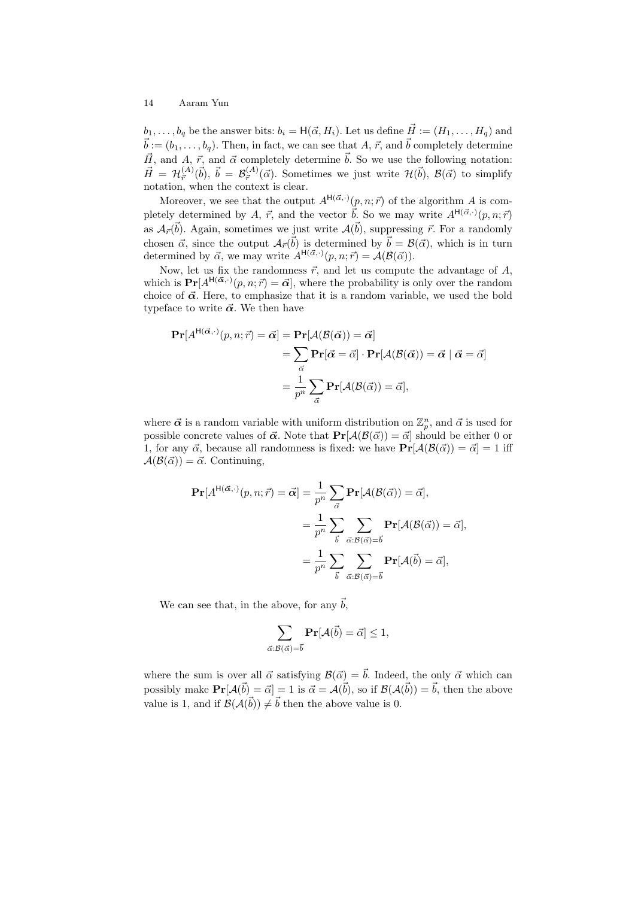$b_1, \ldots, b_q$ be the answer bits: $b_i = \mathsf{H}(\vec{\alpha}, H_i)$. Let us define $\vec{H} := (H_1, \ldots, H_q)$ and $\vec{b} := (b_1, \ldots, b_q)$. Then, in fact, we can see that $A$, $\vec{r}$, and $\vec{b}$ completely determine $\vec{H}$, and $A$, $\vec{r}$, and $\vec{\alpha}$ completely determine $\vec{b}$. So we use the following notation: $\vec{H} = \mathcal{H}_{\vec{r}}^{(A)}(\vec{b})$, $\vec{b} = \mathcal{B}_{\vec{r}}^{(A)}(\vec{\alpha})$. Sometimes we just write $\mathcal{H}(\vec{b})$, $\mathcal{B}(\vec{\alpha})$ to simplify notation, when the context is clear.

Moreover, we see that the output $A^{\mathsf{H}(\vec{\alpha},\cdot)}(p, n; \vec{r})$ of the algorithm $A$ is completely determined by $A$, $\vec{r}$, and the vector $\vec{b}$. So we may write $A^{\mathsf{H}(\vec{\alpha},\cdot)}(p, n; \vec{r})$ as $\mathcal{A}_{\vec{r}}(\vec{b})$. Again, sometimes we just write $\mathcal{A}(\vec{b})$, suppressing $\vec{r}$. For a randomly chosen $\vec{\alpha}$, since the output $\mathcal{A}_{\vec{r}}(\vec{b})$ is determined by $\vec{b} = \mathcal{B}(\vec{\alpha})$, which is in turn determined by $\vec{\alpha}$, we may write $A^{\mathsf{H}(\vec{\alpha},\cdot)}(p, n; \vec{r}) = \mathcal{A}(\mathcal{B}(\vec{\alpha}))$.

Now, let us fix the randomness $\vec{r}$, and let us compute the advantage of $A$, which is $\mathbf{Pr}[A^{\mathsf{H}(\boldsymbol{\vec{\alpha}},\cdot)}(p, n; \vec{r}) = \boldsymbol{\vec{\alpha}}]$, where the probability is only over the random choice of $\boldsymbol{\vec{\alpha}}$. Here, to emphasize that it is a random variable, we used the bold typeface to write $\boldsymbol{\vec{\alpha}}$. We then have

$$
\begin{aligned}
\mathbf{Pr}[A^{\mathsf{H}(\boldsymbol{\vec{\alpha}},\cdot)}(p, n; \vec{r}) = \boldsymbol{\vec{\alpha}}] &= \mathbf{Pr}[\mathcal{A}(\mathcal{B}(\boldsymbol{\vec{\alpha}})) = \boldsymbol{\vec{\alpha}}] \\
&= \sum_{\vec{\alpha}} \mathbf{Pr}[\boldsymbol{\vec{\alpha}} = \vec{\alpha}] \cdot \mathbf{Pr}[\mathcal{A}(\mathcal{B}(\boldsymbol{\vec{\alpha}})) = \boldsymbol{\vec{\alpha}} \mid \boldsymbol{\vec{\alpha}} = \vec{\alpha}] \\
&= \frac{1}{p^n} \sum_{\vec{\alpha}} \mathbf{Pr}[\mathcal{A}(\mathcal{B}(\vec{\alpha})) = \vec{\alpha}],
\end{aligned}
$$

where $\boldsymbol{\vec{\alpha}}$ is a random variable with uniform distribution on $\mathbb{Z}_p^n$, and $\vec{\alpha}$ is used for possible concrete values of $\boldsymbol{\vec{\alpha}}$. Note that $\mathbf{Pr}[\mathcal{A}(\mathcal{B}(\vec{\alpha})) = \vec{\alpha}]$ should be either 0 or 1, for any $\vec{\alpha}$, because all randomness is fixed: we have $\mathbf{Pr}[\mathcal{A}(\mathcal{B}(\vec{\alpha})) = \vec{\alpha}] = 1$ iff $\mathcal{A}(\mathcal{B}(\vec{\alpha})) = \vec{\alpha}$. Continuing,

$$
\begin{aligned}
\mathbf{Pr}[A^{\mathsf{H}(\boldsymbol{\vec{\alpha}},\cdot)}(p, n; \vec{r}) = \boldsymbol{\vec{\alpha}}] &= \frac{1}{p^n} \sum_{\vec{\alpha}} \mathbf{Pr}[\mathcal{A}(\mathcal{B}(\vec{\alpha})) = \vec{\alpha}], \\
&= \frac{1}{p^n} \sum_{\vec{b}} \sum_{\vec{\alpha}:\mathcal{B}(\vec{\alpha}) = \vec{b}} \mathbf{Pr}[\mathcal{A}(\mathcal{B}(\vec{\alpha})) = \vec{\alpha}], \\
&= \frac{1}{p^n} \sum_{\vec{b}} \sum_{\vec{\alpha}:\mathcal{B}(\vec{\alpha}) = \vec{b}} \mathbf{Pr}[\mathcal{A}(\vec{b}) = \vec{\alpha}],
\end{aligned}
$$

We can see that, in the above, for any $\vec{b}$,

$$
\sum_{\vec{\alpha}:\mathcal{B}(\vec{\alpha}) = \vec{b}} \mathbf{Pr}[\mathcal{A}(\vec{b}) = \vec{\alpha}] \leq 1,
$$

where the sum is over all $\vec{\alpha}$ satisfying $\mathcal{B}(\vec{\alpha}) = \vec{b}$. Indeed, the only $\vec{\alpha}$ which can possibly make $\mathbf{Pr}[\mathcal{A}(\vec{b}) = \vec{\alpha}] = 1$ is $\vec{\alpha} = \mathcal{A}(\vec{b})$, so if $\mathcal{B}(\mathcal{A}(\vec{b})) = \vec{b}$, then the above value is 1, and if $\mathcal{B}(\mathcal{A}(\vec{b})) \neq \vec{b}$ then the above value is 0.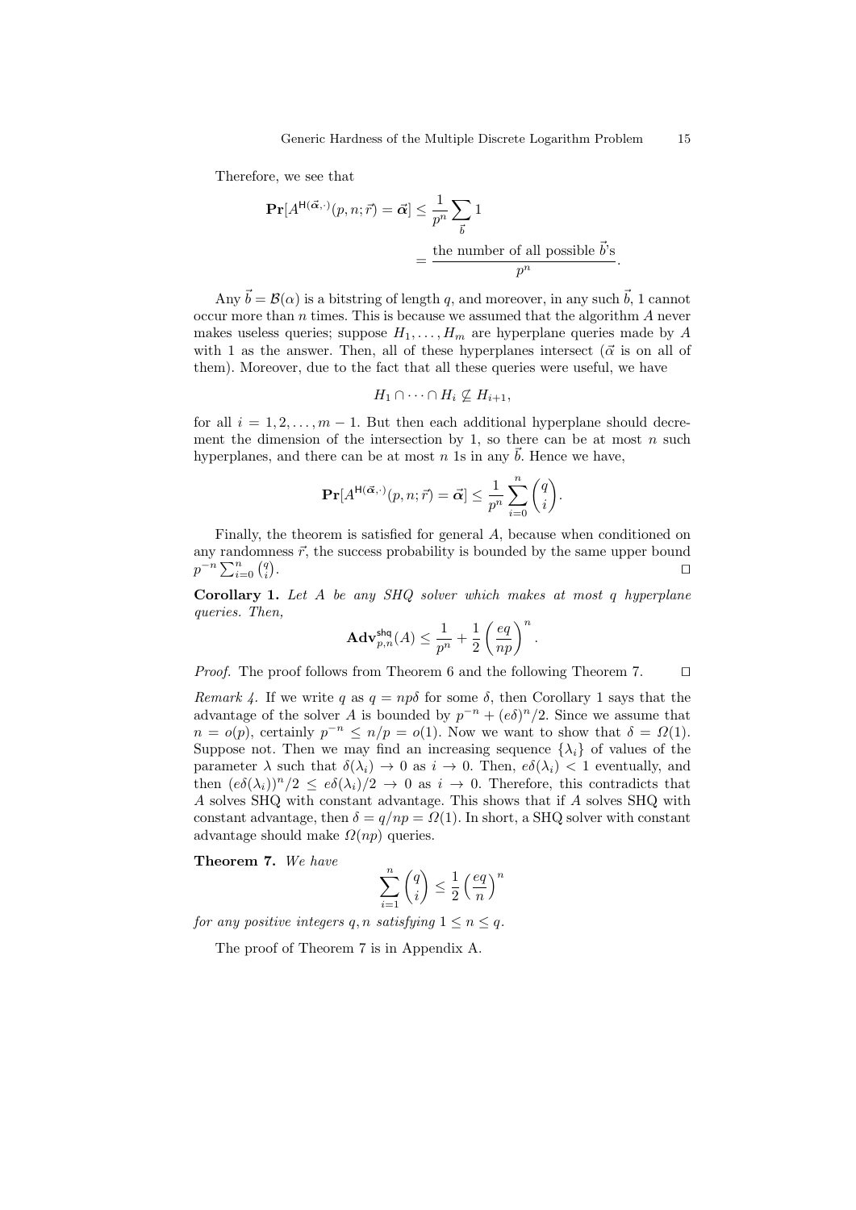Therefore, we see that

$$\mathbf{Pr}[A^{\mathsf{H}(\vec{\boldsymbol{\alpha}},\cdot)}(p,n;\vec{r}) = \vec{\boldsymbol{\alpha}}] \le \frac{1}{p^n}\sum_{\vec{b}} 1$$

$$= \frac{\text{the number of all possible } \vec{b}\text{'s}}{p^n}.$$

Any $\vec{b} = \mathcal{B}(\alpha)$ is a bitstring of length $q$, and moreover, in any such $\vec{b}$, 1 cannot occur more than $n$ times. This is because we assumed that the algorithm $A$ never makes useless queries; suppose $H_1, \ldots, H_m$ are hyperplane queries made by $A$ with 1 as the answer. Then, all of these hyperplanes intersect ($\vec{\alpha}$ is on all of them). Moreover, due to the fact that all these queries were useful, we have

$$H_1 \cap \cdots \cap H_i \not\subseteq H_{i+1},$$

for all $i = 1, 2, \ldots, m-1$. But then each additional hyperplane should decrement the dimension of the intersection by 1, so there can be at most $n$ such hyperplanes, and there can be at most $n$ 1s in any $\vec{b}$. Hence we have,

$$\mathbf{Pr}[A^{\mathsf{H}(\vec{\boldsymbol{\alpha}},\cdot)}(p,n;\vec{r}) = \vec{\boldsymbol{\alpha}}] \le \frac{1}{p^n}\sum_{i=0}^{n}\binom{q}{i}.$$

Finally, the theorem is satisfied for general $A$, because when conditioned on any randomness $\vec{r}$, the success probability is bounded by the same upper bound $p^{-n}\sum_{i=0}^{n}\binom{q}{i}$. ◻

**Corollary 1.** *Let $A$ be any SHQ solver which makes at most $q$ hyperplane queries. Then,*

$$\mathbf{Adv}^{\mathsf{shq}}_{p,n}(A) \le \frac{1}{p^n} + \frac{1}{2}\left(\frac{eq}{np}\right)^n.$$

*Proof.* The proof follows from Theorem 6 and the following Theorem 7. ◻

*Remark 4.* If we write $q$ as $q = np\delta$ for some $\delta$, then Corollary 1 says that the advantage of the solver $A$ is bounded by $p^{-n} + (e\delta)^n/2$. Since we assume that $n = o(p)$, certainly $p^{-n} \le n/p = o(1)$. Now we want to show that $\delta = \Omega(1)$. Suppose not. Then we may find an increasing sequence $\{\lambda_i\}$ of values of the parameter $\lambda$ such that $\delta(\lambda_i) \to 0$ as $i \to 0$. Then, $e\delta(\lambda_i) < 1$ eventually, and then $(e\delta(\lambda_i))^n/2 \le e\delta(\lambda_i)/2 \to 0$ as $i \to 0$. Therefore, this contradicts that $A$ solves SHQ with constant advantage. This shows that if $A$ solves SHQ with constant advantage, then $\delta = q/np = \Omega(1)$. In short, a SHQ solver with constant advantage should make $\Omega(np)$ queries.

**Theorem 7.** *We have*

$$\sum_{i=1}^{n}\binom{q}{i} \le \frac{1}{2}\left(\frac{eq}{n}\right)^n$$

*for any positive integers $q, n$ satisfying $1 \le n \le q$.*

The proof of Theorem 7 is in Appendix A.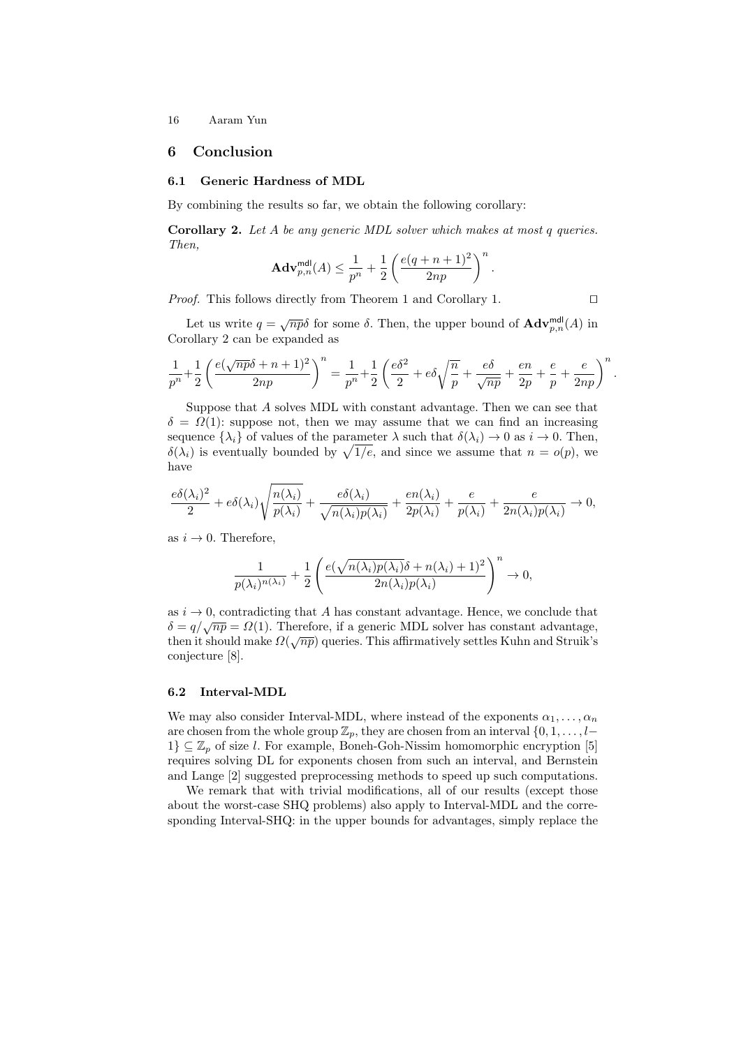## 6 Conclusion

### 6.1 Generic Hardness of MDL

By combining the results so far, we obtain the following corollary:

**Corollary 2.** *Let $A$ be any generic MDL solver which makes at most $q$ queries. Then,*

$$\mathbf{Adv}^{\mathsf{mdl}}_{p,n}(A) \le \frac{1}{p^n} + \frac{1}{2}\left(\frac{e(q+n+1)^2}{2np}\right)^n.$$

*Proof.* This follows directly from Theorem 1 and Corollary 1. $\square$

Let us write $q = \sqrt{np}\delta$ for some $\delta$. Then, the upper bound of $\mathbf{Adv}^{\mathsf{mdl}}_{p,n}(A)$ in Corollary 2 can be expanded as

$$\frac{1}{p^n}+\frac{1}{2}\left(\frac{e(\sqrt{np}\delta+n+1)^2}{2np}\right)^n = \frac{1}{p^n}+\frac{1}{2}\left(\frac{e\delta^2}{2}+e\delta\sqrt{\frac{n}{p}}+\frac{e\delta}{\sqrt{np}}+\frac{en}{2p}+\frac{e}{p}+\frac{e}{2np}\right)^n.$$

Suppose that $A$ solves MDL with constant advantage. Then we can see that $\delta = \Omega(1)$: suppose not, then we may assume that we can find an increasing sequence $\{\lambda_i\}$ of values of the parameter $\lambda$ such that $\delta(\lambda_i) \to 0$ as $i \to 0$. Then, $\delta(\lambda_i)$ is eventually bounded by $\sqrt{1/e}$, and since we assume that $n = o(p)$, we have

$$\frac{e\delta(\lambda_i)^2}{2}+e\delta(\lambda_i)\sqrt{\frac{n(\lambda_i)}{p(\lambda_i)}}+\frac{e\delta(\lambda_i)}{\sqrt{n(\lambda_i)p(\lambda_i)}}+\frac{en(\lambda_i)}{2p(\lambda_i)}+\frac{e}{p(\lambda_i)}+\frac{e}{2n(\lambda_i)p(\lambda_i)} \to 0,$$

as $i \to 0$. Therefore,

$$\frac{1}{p(\lambda_i)^{n(\lambda_i)}}+\frac{1}{2}\left(\frac{e(\sqrt{n(\lambda_i)p(\lambda_i)}\delta+n(\lambda_i)+1)^2}{2n(\lambda_i)p(\lambda_i)}\right)^n \to 0,$$

as $i \to 0$, contradicting that $A$ has constant advantage. Hence, we conclude that $\delta = q/\sqrt{np} = \Omega(1)$. Therefore, if a generic MDL solver has constant advantage, then it should make $\Omega(\sqrt{np})$ queries. This affirmatively settles Kuhn and Struik's conjecture [8].

### 6.2 Interval-MDL

We may also consider Interval-MDL, where instead of the exponents $\alpha_1, \ldots, \alpha_n$ are chosen from the whole group $\mathbb{Z}_p$, they are chosen from an interval $\{0, 1, \ldots, l-1\} \subseteq \mathbb{Z}_p$ of size $l$. For example, Boneh-Goh-Nissim homomorphic encryption [5] requires solving DL for exponents chosen from such an interval, and Bernstein and Lange [2] suggested preprocessing methods to speed up such computations.

We remark that with trivial modifications, all of our results (except those about the worst-case SHQ problems) also apply to Interval-MDL and the corresponding Interval-SHQ: in the upper bounds for advantages, simply replace the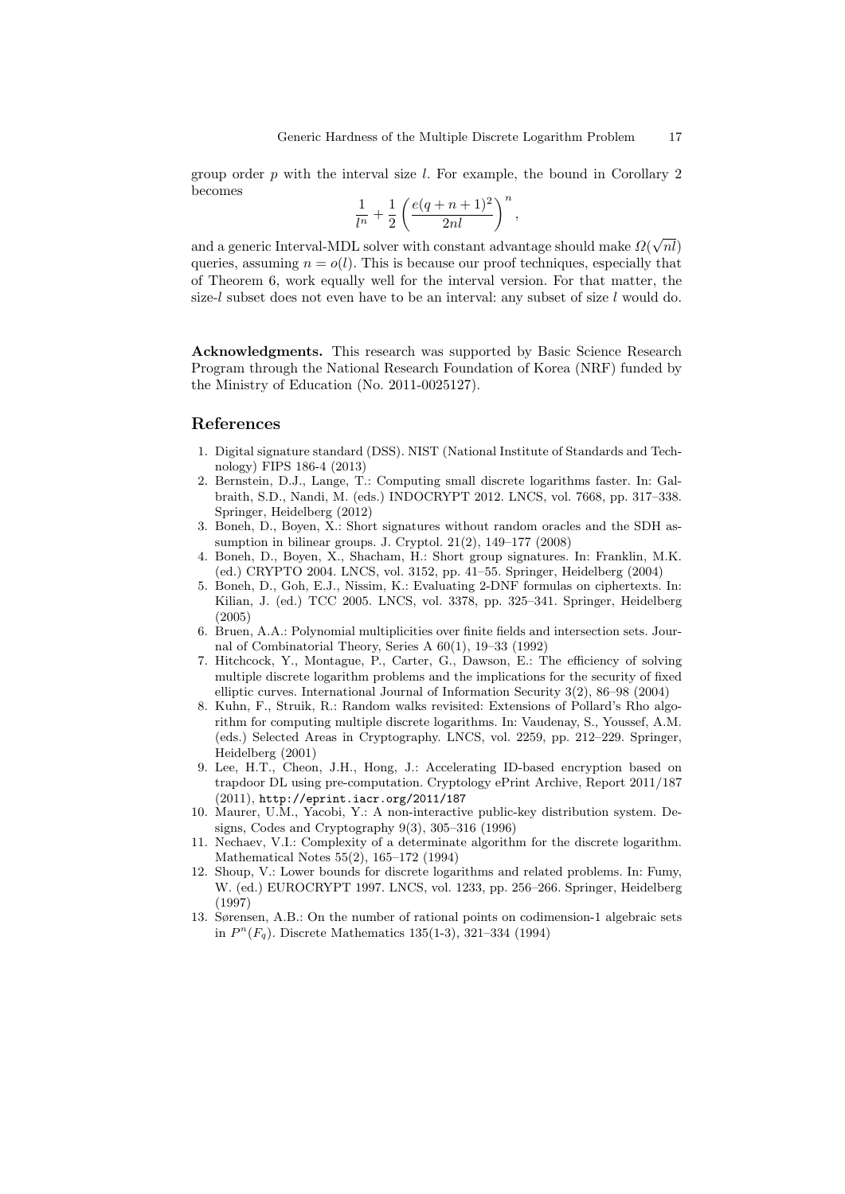group order $p$ with the interval size $l$. For example, the bound in Corollary 2 becomes

$$\frac{1}{l^n} + \frac{1}{2}\left(\frac{e(q+n+1)^2}{2nl}\right)^n,$$

and a generic Interval-MDL solver with constant advantage should make $\Omega(\sqrt{nl})$ queries, assuming $n = o(l)$. This is because our proof techniques, especially that of Theorem 6, work equally well for the interval version. For that matter, the size-$l$ subset does not even have to be an interval: any subset of size $l$ would do.

**Acknowledgments.** This research was supported by Basic Science Research Program through the National Research Foundation of Korea (NRF) funded by the Ministry of Education (No. 2011-0025127).

## References

1. Digital signature standard (DSS). NIST (National Institute of Standards and Technology) FIPS 186-4 (2013)
2. Bernstein, D.J., Lange, T.: Computing small discrete logarithms faster. In: Galbraith, S.D., Nandi, M. (eds.) INDOCRYPT 2012. LNCS, vol. 7668, pp. 317–338. Springer, Heidelberg (2012)
3. Boneh, D., Boyen, X.: Short signatures without random oracles and the SDH assumption in bilinear groups. J. Cryptol. 21(2), 149–177 (2008)
4. Boneh, D., Boyen, X., Shacham, H.: Short group signatures. In: Franklin, M.K. (ed.) CRYPTO 2004. LNCS, vol. 3152, pp. 41–55. Springer, Heidelberg (2004)
5. Boneh, D., Goh, E.J., Nissim, K.: Evaluating 2-DNF formulas on ciphertexts. In: Kilian, J. (ed.) TCC 2005. LNCS, vol. 3378, pp. 325–341. Springer, Heidelberg (2005)
6. Bruen, A.A.: Polynomial multiplicities over finite fields and intersection sets. Journal of Combinatorial Theory, Series A 60(1), 19–33 (1992)
7. Hitchcock, Y., Montague, P., Carter, G., Dawson, E.: The efficiency of solving multiple discrete logarithm problems and the implications for the security of fixed elliptic curves. International Journal of Information Security 3(2), 86–98 (2004)
8. Kuhn, F., Struik, R.: Random walks revisited: Extensions of Pollard's Rho algorithm for computing multiple discrete logarithms. In: Vaudenay, S., Youssef, A.M. (eds.) Selected Areas in Cryptography. LNCS, vol. 2259, pp. 212–229. Springer, Heidelberg (2001)
9. Lee, H.T., Cheon, J.H., Hong, J.: Accelerating ID-based encryption based on trapdoor DL using pre-computation. Cryptology ePrint Archive, Report 2011/187 (2011), http://eprint.iacr.org/2011/187
10. Maurer, U.M., Yacobi, Y.: A non-interactive public-key distribution system. Designs, Codes and Cryptography 9(3), 305–316 (1996)
11. Nechaev, V.I.: Complexity of a determinate algorithm for the discrete logarithm. Mathematical Notes 55(2), 165–172 (1994)
12. Shoup, V.: Lower bounds for discrete logarithms and related problems. In: Fumy, W. (ed.) EUROCRYPT 1997. LNCS, vol. 1233, pp. 256–266. Springer, Heidelberg (1997)
13. Sørensen, A.B.: On the number of rational points on codimension-1 algebraic sets in $P^n(F_q)$. Discrete Mathematics 135(1-3), 321–334 (1994)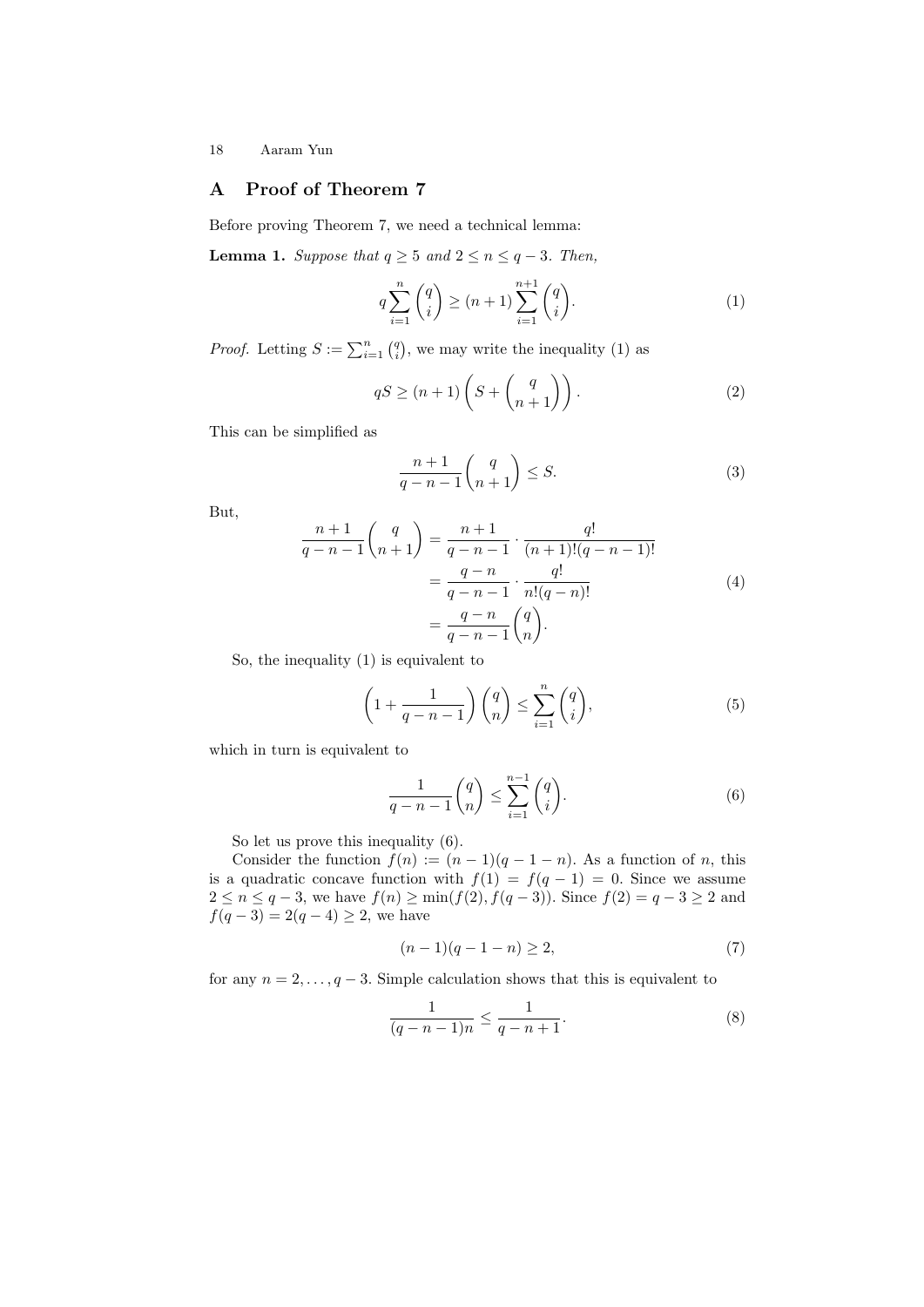## A Proof of Theorem 7

Before proving Theorem 7, we need a technical lemma:

**Lemma 1.** *Suppose that $q \geq 5$ and $2 \leq n \leq q-3$. Then,*

$$q \sum_{i=1}^{n} \binom{q}{i} \geq (n+1) \sum_{i=1}^{n+1} \binom{q}{i}. \tag{1}$$

*Proof.* Letting $S := \sum_{i=1}^{n} \binom{q}{i}$, we may write the inequality (1) as

$$qS \geq (n+1)\left(S + \binom{q}{n+1}\right). \tag{2}$$

This can be simplified as

$$\frac{n+1}{q-n-1}\binom{q}{n+1} \leq S. \tag{3}$$

But,

$$\begin{aligned}
\frac{n+1}{q-n-1}\binom{q}{n+1} &= \frac{n+1}{q-n-1} \cdot \frac{q!}{(n+1)!(q-n-1)!} \\
&= \frac{q-n}{q-n-1} \cdot \frac{q!}{n!(q-n)!} \\
&= \frac{q-n}{q-n-1}\binom{q}{n}.
\end{aligned} \tag{4}$$

So, the inequality (1) is equivalent to

$$\left(1 + \frac{1}{q-n-1}\right)\binom{q}{n} \leq \sum_{i=1}^{n} \binom{q}{i}, \tag{5}$$

which in turn is equivalent to

$$\frac{1}{q-n-1}\binom{q}{n} \leq \sum_{i=1}^{n-1} \binom{q}{i}. \tag{6}$$

So let us prove this inequality (6).

Consider the function $f(n) := (n-1)(q-1-n)$. As a function of $n$, this is a quadratic concave function with $f(1) = f(q-1) = 0$. Since we assume $2 \leq n \leq q-3$, we have $f(n) \geq \min(f(2), f(q-3))$. Since $f(2) = q-3 \geq 2$ and $f(q-3) = 2(q-4) \geq 2$, we have

$$(n-1)(q-1-n) \geq 2, \tag{7}$$

for any $n = 2, \ldots, q-3$. Simple calculation shows that this is equivalent to

$$\frac{1}{(q-n-1)n} \leq \frac{1}{q-n+1}. \tag{8}$$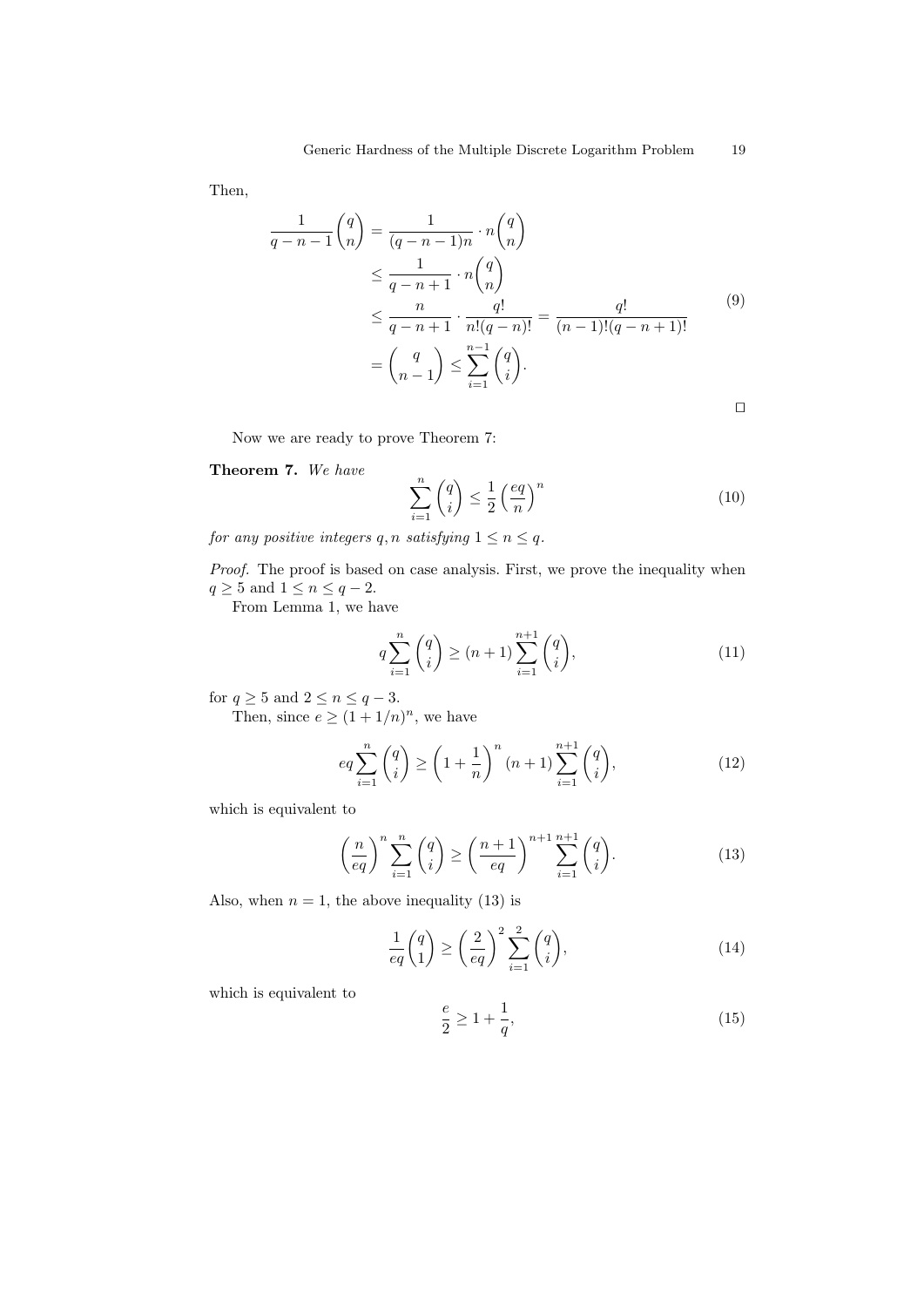Then,

$$
\begin{aligned}
\frac{1}{q-n-1}\binom{q}{n} &= \frac{1}{(q-n-1)n} \cdot n\binom{q}{n} \\
&\leq \frac{1}{q-n+1} \cdot n\binom{q}{n} \\
&\leq \frac{n}{q-n+1} \cdot \frac{q!}{n!(q-n)!} = \frac{q!}{(n-1)!(q-n+1)!} \\
&= \binom{q}{n-1} \leq \sum_{i=1}^{n-1} \binom{q}{i}.
\end{aligned}
\tag{9}
$$

□

Now we are ready to prove Theorem 7:

**Theorem 7.** *We have*

$$
\sum_{i=1}^{n} \binom{q}{i} \leq \frac{1}{2}\left(\frac{eq}{n}\right)^n \tag{10}
$$

*for any positive integers $q, n$ satisfying $1 \leq n \leq q$.*

*Proof.* The proof is based on case analysis. First, we prove the inequality when $q \geq 5$ and $1 \leq n \leq q-2$.

From Lemma 1, we have

$$
q\sum_{i=1}^{n} \binom{q}{i} \geq (n+1)\sum_{i=1}^{n+1} \binom{q}{i}, \tag{11}
$$

for $q \geq 5$ and $2 \leq n \leq q-3$.

Then, since $e \geq (1+1/n)^n$, we have

$$
eq\sum_{i=1}^{n} \binom{q}{i} \geq \left(1+\frac{1}{n}\right)^n (n+1)\sum_{i=1}^{n+1} \binom{q}{i}, \tag{12}
$$

which is equivalent to

$$
\left(\frac{n}{eq}\right)^n \sum_{i=1}^{n} \binom{q}{i} \geq \left(\frac{n+1}{eq}\right)^{n+1} \sum_{i=1}^{n+1} \binom{q}{i}. \tag{13}
$$

Also, when $n = 1$, the above inequality (13) is

$$
\frac{1}{eq}\binom{q}{1} \geq \left(\frac{2}{eq}\right)^2 \sum_{i=1}^{2} \binom{q}{i}, \tag{14}
$$

which is equivalent to

$$
\frac{e}{2} \geq 1 + \frac{1}{q}, \tag{15}
$$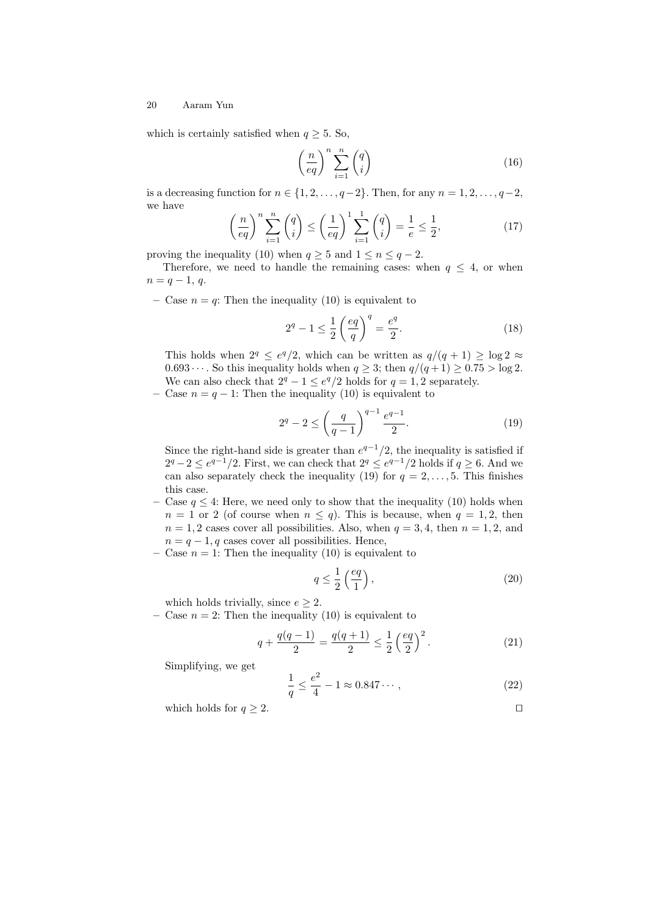which is certainly satisfied when $q \geq 5$. So,

$$\left(\frac{n}{eq}\right)^n \sum_{i=1}^{n} \binom{q}{i} \tag{16}$$

is a decreasing function for $n \in \{1, 2, \ldots, q-2\}$. Then, for any $n = 1, 2, \ldots, q-2$, we have

$$\left(\frac{n}{eq}\right)^n \sum_{i=1}^{n} \binom{q}{i} \leq \left(\frac{1}{eq}\right)^1 \sum_{i=1}^{1} \binom{q}{i} = \frac{1}{e} \leq \frac{1}{2}, \tag{17}$$

proving the inequality (10) when $q \geq 5$ and $1 \leq n \leq q-2$.

Therefore, we need to handle the remaining cases: when $q \leq 4$, or when $n = q-1$, $q$.

- Case $n = q$: Then the inequality (10) is equivalent to

$$2^q - 1 \leq \frac{1}{2}\left(\frac{eq}{q}\right)^q = \frac{e^q}{2}. \tag{18}$$

  This holds when $2^q \leq e^q/2$, which can be written as $q/(q+1) \geq \log 2 \approx 0.693\cdots$. So this inequality holds when $q \geq 3$; then $q/(q+1) \geq 0.75 > \log 2$. We can also check that $2^q - 1 \leq e^q/2$ holds for $q = 1, 2$ separately.
- Case $n = q-1$: Then the inequality (10) is equivalent to

$$2^q - 2 \leq \left(\frac{q}{q-1}\right)^{q-1} \frac{e^{q-1}}{2}. \tag{19}$$

  Since the right-hand side is greater than $e^{q-1}/2$, the inequality is satisfied if $2^q - 2 \leq e^{q-1}/2$. First, we can check that $2^q \leq e^{q-1}/2$ holds if $q \geq 6$. And we can also separately check the inequality (19) for $q = 2, \ldots, 5$. This finishes this case.
- Case $q \leq 4$: Here, we need only to show that the inequality (10) holds when $n = 1$ or $2$ (of course when $n \leq q$). This is because, when $q = 1, 2$, then $n = 1, 2$ cases cover all possibilities. Also, when $q = 3, 4$, then $n = 1, 2$, and $n = q-1, q$ cases cover all possibilities. Hence,
- Case $n = 1$: Then the inequality (10) is equivalent to

$$q \leq \frac{1}{2}\left(\frac{eq}{1}\right), \tag{20}$$

  which holds trivially, since $e \geq 2$.
- Case $n = 2$: Then the inequality (10) is equivalent to

$$q + \frac{q(q-1)}{2} = \frac{q(q+1)}{2} \leq \frac{1}{2}\left(\frac{eq}{2}\right)^2. \tag{21}$$

  Simplifying, we get

$$\frac{1}{q} \leq \frac{e^2}{4} - 1 \approx 0.847\cdots, \tag{22}$$

  which holds for $q \geq 2$. $\square$